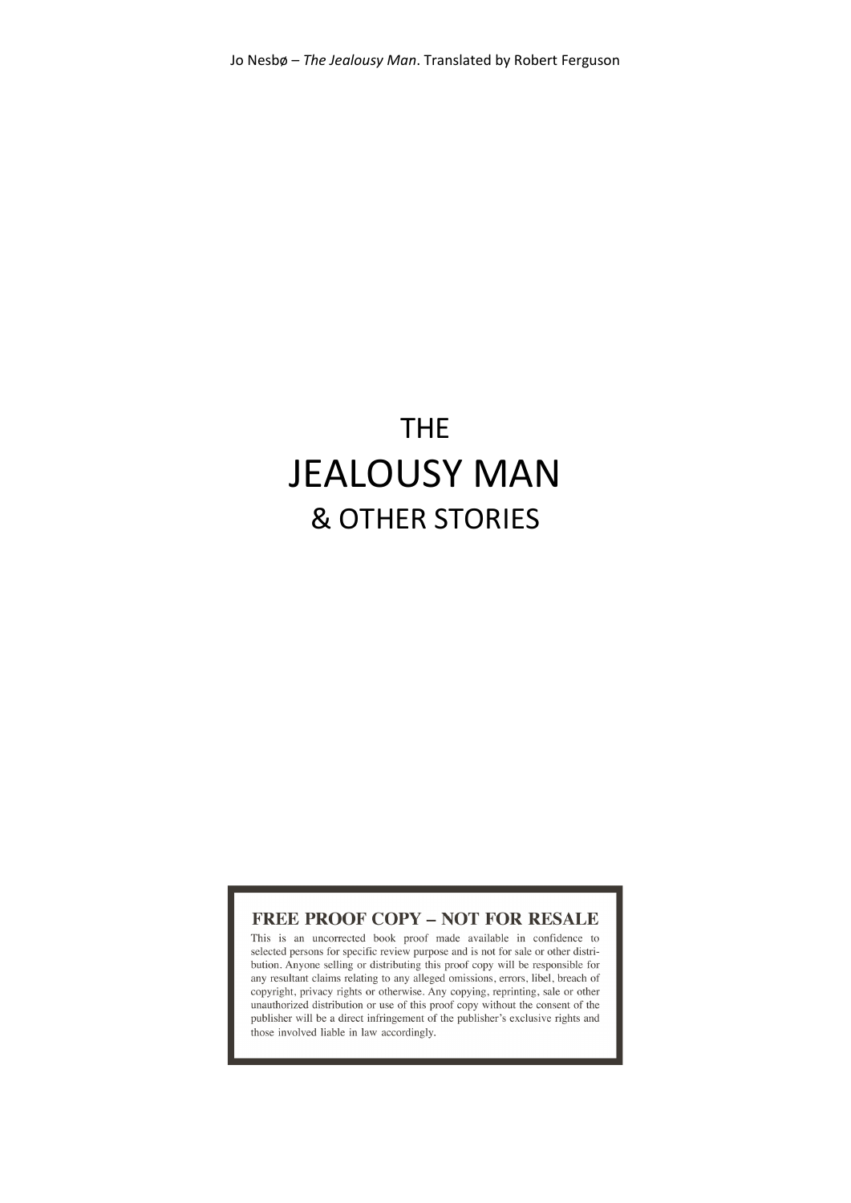# THE
# JEALOUSY MAN
## & OTHER STORIES

**FREE PROOF COPY – NOT FOR RESALE**

This is an uncorrected book proof made available in confidence to selected persons for specific review purpose and is not for sale or other distribution. Anyone selling or distributing this proof copy will be responsible for any resultant claims relating to any alleged omissions, errors, libel, breach of copyright, privacy rights or otherwise. Any copying, reprinting, sale or other unauthorized distribution or use of this proof copy without the consent of the publisher will be a direct infringement of the publisher's exclusive rights and those involved liable in law accordingly.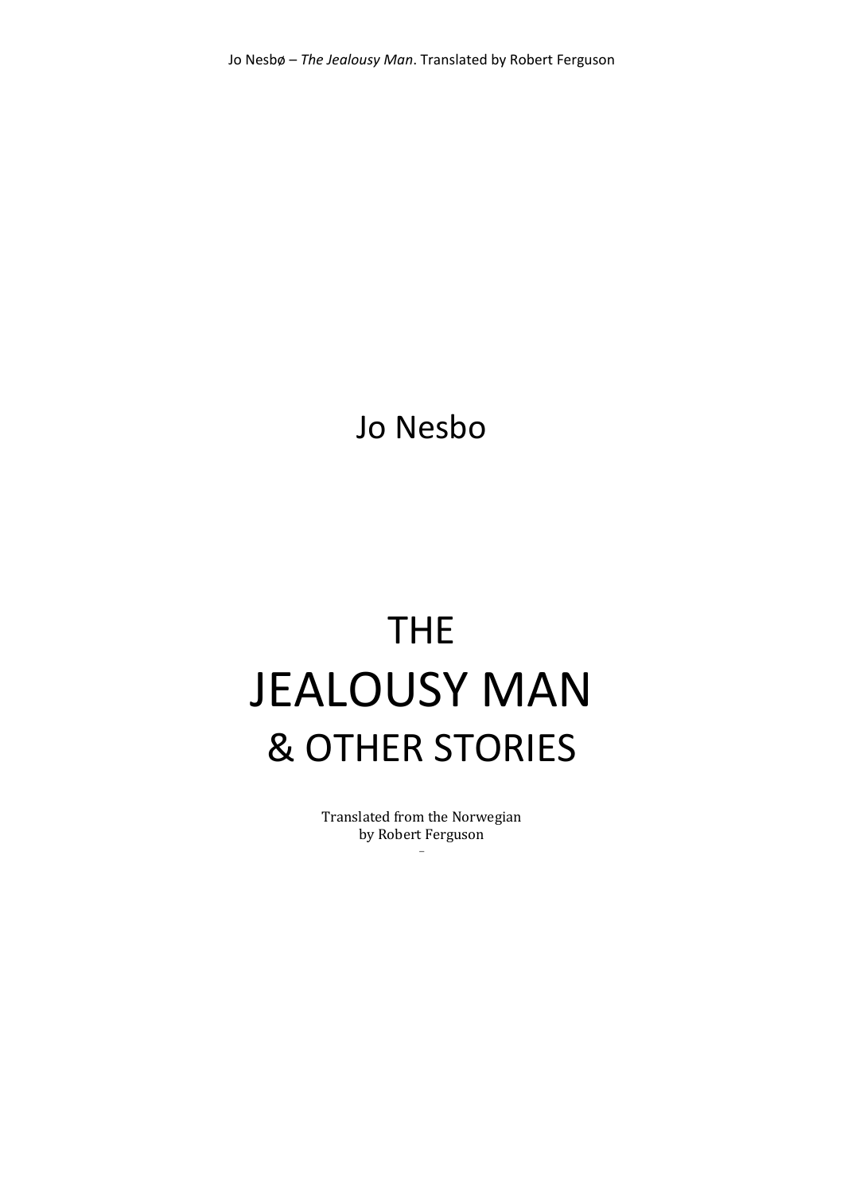Jo Nesbo

# THE JEALOUSY MAN & OTHER STORIES

Translated from the Norwegian
by Robert Ferguson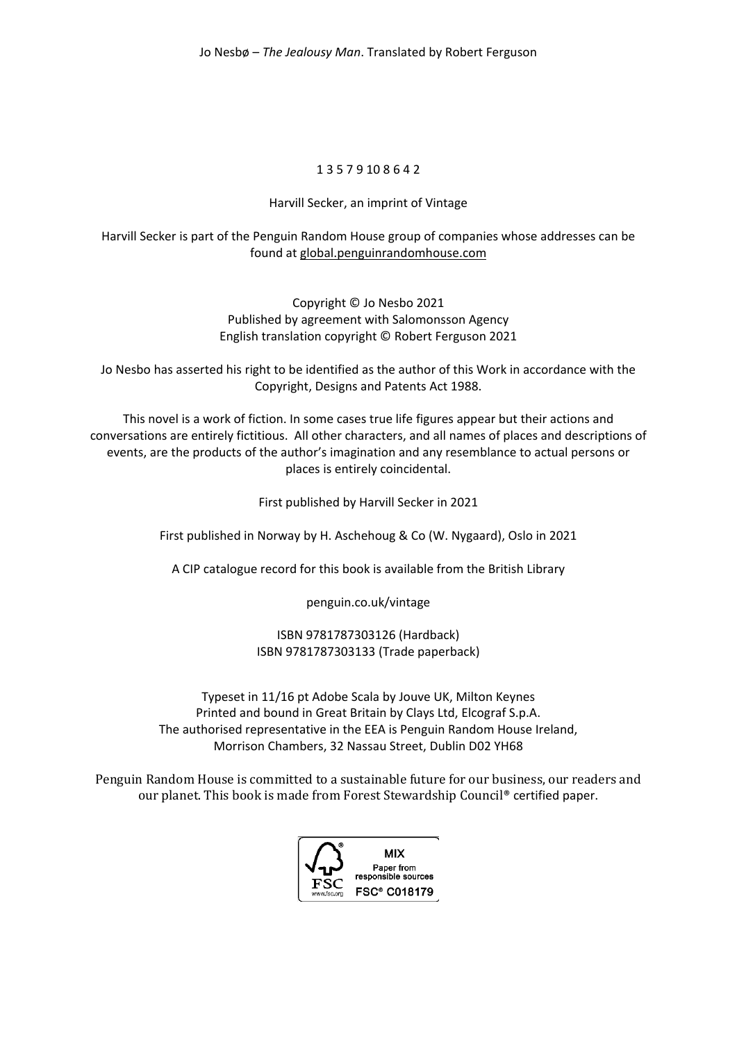1 3 5 7 9 10 8 6 4 2

Harvill Secker, an imprint of Vintage

Harvill Secker is part of the Penguin Random House group of companies whose addresses can be found at global.penguinrandomhouse.com

Copyright © Jo Nesbo 2021
Published by agreement with Salomonsson Agency
English translation copyright © Robert Ferguson 2021

Jo Nesbo has asserted his right to be identified as the author of this Work in accordance with the Copyright, Designs and Patents Act 1988.

This novel is a work of fiction. In some cases true life figures appear but their actions and conversations are entirely fictitious. All other characters, and all names of places and descriptions of events, are the products of the author's imagination and any resemblance to actual persons or places is entirely coincidental.

First published by Harvill Secker in 2021

First published in Norway by H. Aschehoug & Co (W. Nygaard), Oslo in 2021

A CIP catalogue record for this book is available from the British Library

penguin.co.uk/vintage

ISBN 9781787303126 (Hardback)
ISBN 9781787303133 (Trade paperback)

Typeset in 11/16 pt Adobe Scala by Jouve UK, Milton Keynes
Printed and bound in Great Britain by Clays Ltd, Elcograf S.p.A.
The authorised representative in the EEA is Penguin Random House Ireland, Morrison Chambers, 32 Nassau Street, Dublin D02 YH68

Penguin Random House is committed to a sustainable future for our business, our readers and our planet. This book is made from Forest Stewardship Council® certified paper.

MIX
Paper from responsible sources
FSC® C018179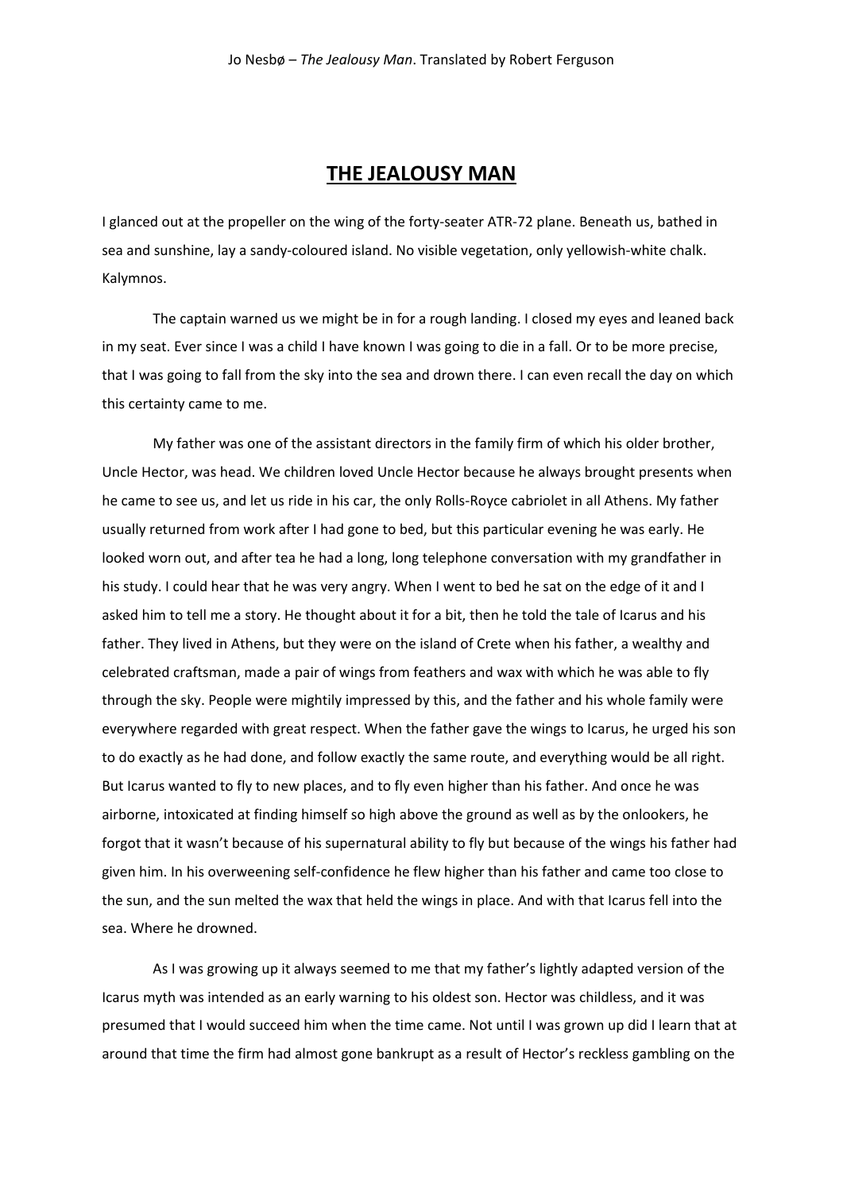# THE JEALOUSY MAN

I glanced out at the propeller on the wing of the forty-seater ATR-72 plane. Beneath us, bathed in sea and sunshine, lay a sandy-coloured island. No visible vegetation, only yellowish-white chalk. Kalymnos.

The captain warned us we might be in for a rough landing. I closed my eyes and leaned back in my seat. Ever since I was a child I have known I was going to die in a fall. Or to be more precise, that I was going to fall from the sky into the sea and drown there. I can even recall the day on which this certainty came to me.

My father was one of the assistant directors in the family firm of which his older brother, Uncle Hector, was head. We children loved Uncle Hector because he always brought presents when he came to see us, and let us ride in his car, the only Rolls-Royce cabriolet in all Athens. My father usually returned from work after I had gone to bed, but this particular evening he was early. He looked worn out, and after tea he had a long, long telephone conversation with my grandfather in his study. I could hear that he was very angry. When I went to bed he sat on the edge of it and I asked him to tell me a story. He thought about it for a bit, then he told the tale of Icarus and his father. They lived in Athens, but they were on the island of Crete when his father, a wealthy and celebrated craftsman, made a pair of wings from feathers and wax with which he was able to fly through the sky. People were mightily impressed by this, and the father and his whole family were everywhere regarded with great respect. When the father gave the wings to Icarus, he urged his son to do exactly as he had done, and follow exactly the same route, and everything would be all right. But Icarus wanted to fly to new places, and to fly even higher than his father. And once he was airborne, intoxicated at finding himself so high above the ground as well as by the onlookers, he forgot that it wasn't because of his supernatural ability to fly but because of the wings his father had given him. In his overweening self-confidence he flew higher than his father and came too close to the sun, and the sun melted the wax that held the wings in place. And with that Icarus fell into the sea. Where he drowned.

As I was growing up it always seemed to me that my father's lightly adapted version of the Icarus myth was intended as an early warning to his oldest son. Hector was childless, and it was presumed that I would succeed him when the time came. Not until I was grown up did I learn that at around that time the firm had almost gone bankrupt as a result of Hector's reckless gambling on the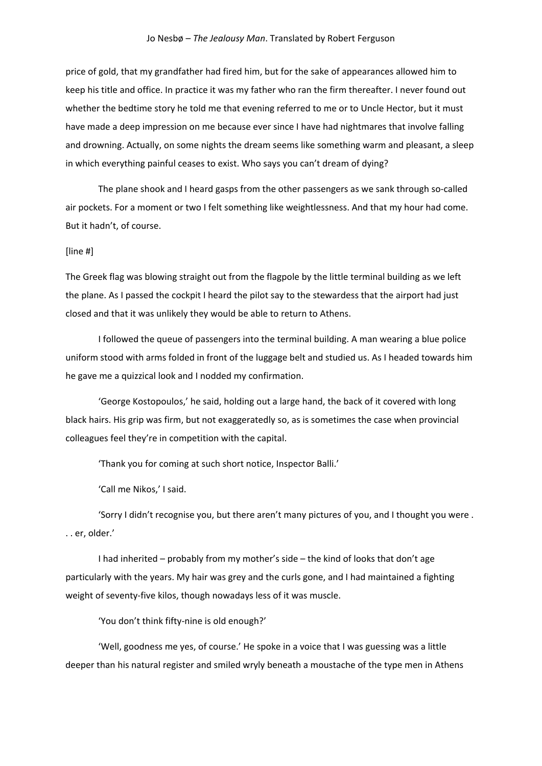price of gold, that my grandfather had fired him, but for the sake of appearances allowed him to keep his title and office. In practice it was my father who ran the firm thereafter. I never found out whether the bedtime story he told me that evening referred to me or to Uncle Hector, but it must have made a deep impression on me because ever since I have had nightmares that involve falling and drowning. Actually, on some nights the dream seems like something warm and pleasant, a sleep in which everything painful ceases to exist. Who says you can't dream of dying?

The plane shook and I heard gasps from the other passengers as we sank through so-called air pockets. For a moment or two I felt something like weightlessness. And that my hour had come. But it hadn't, of course.

[line #]

The Greek flag was blowing straight out from the flagpole by the little terminal building as we left the plane. As I passed the cockpit I heard the pilot say to the stewardess that the airport had just closed and that it was unlikely they would be able to return to Athens.

I followed the queue of passengers into the terminal building. A man wearing a blue police uniform stood with arms folded in front of the luggage belt and studied us. As I headed towards him he gave me a quizzical look and I nodded my confirmation.

'George Kostopoulos,' he said, holding out a large hand, the back of it covered with long black hairs. His grip was firm, but not exaggeratedly so, as is sometimes the case when provincial colleagues feel they're in competition with the capital.

'Thank you for coming at such short notice, Inspector Balli.'

'Call me Nikos,' I said.

'Sorry I didn't recognise you, but there aren't many pictures of you, and I thought you were . . . er, older.'

I had inherited – probably from my mother's side – the kind of looks that don't age particularly with the years. My hair was grey and the curls gone, and I had maintained a fighting weight of seventy-five kilos, though nowadays less of it was muscle.

'You don't think fifty-nine is old enough?'

'Well, goodness me yes, of course.' He spoke in a voice that I was guessing was a little deeper than his natural register and smiled wryly beneath a moustache of the type men in Athens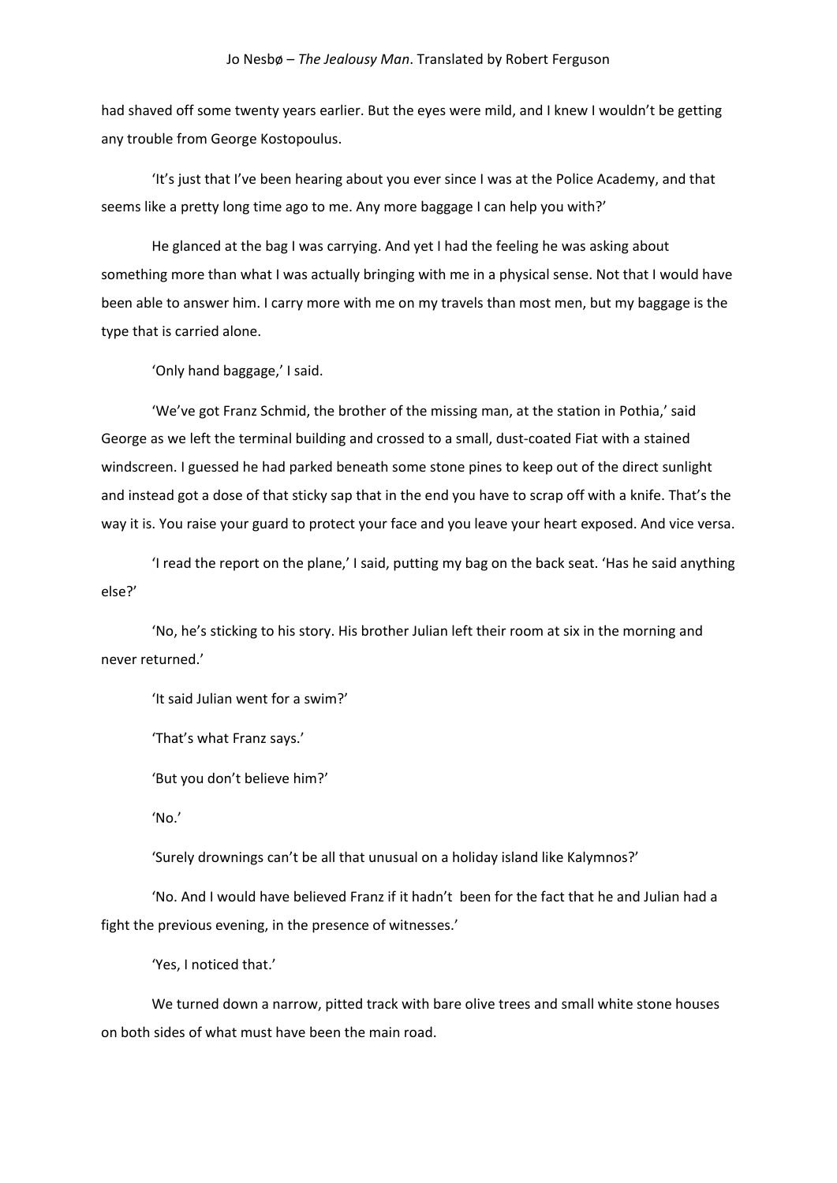had shaved off some twenty years earlier. But the eyes were mild, and I knew I wouldn't be getting any trouble from George Kostopoulus.

'It's just that I've been hearing about you ever since I was at the Police Academy, and that seems like a pretty long time ago to me. Any more baggage I can help you with?'

He glanced at the bag I was carrying. And yet I had the feeling he was asking about something more than what I was actually bringing with me in a physical sense. Not that I would have been able to answer him. I carry more with me on my travels than most men, but my baggage is the type that is carried alone.

'Only hand baggage,' I said.

'We've got Franz Schmid, the brother of the missing man, at the station in Pothia,' said George as we left the terminal building and crossed to a small, dust-coated Fiat with a stained windscreen. I guessed he had parked beneath some stone pines to keep out of the direct sunlight and instead got a dose of that sticky sap that in the end you have to scrap off with a knife. That's the way it is. You raise your guard to protect your face and you leave your heart exposed. And vice versa.

'I read the report on the plane,' I said, putting my bag on the back seat. 'Has he said anything else?'

'No, he's sticking to his story. His brother Julian left their room at six in the morning and never returned.'

'It said Julian went for a swim?'

'That's what Franz says.'

'But you don't believe him?'

'No.'

'Surely drownings can't be all that unusual on a holiday island like Kalymnos?'

'No. And I would have believed Franz if it hadn't been for the fact that he and Julian had a fight the previous evening, in the presence of witnesses.'

'Yes, I noticed that.'

We turned down a narrow, pitted track with bare olive trees and small white stone houses on both sides of what must have been the main road.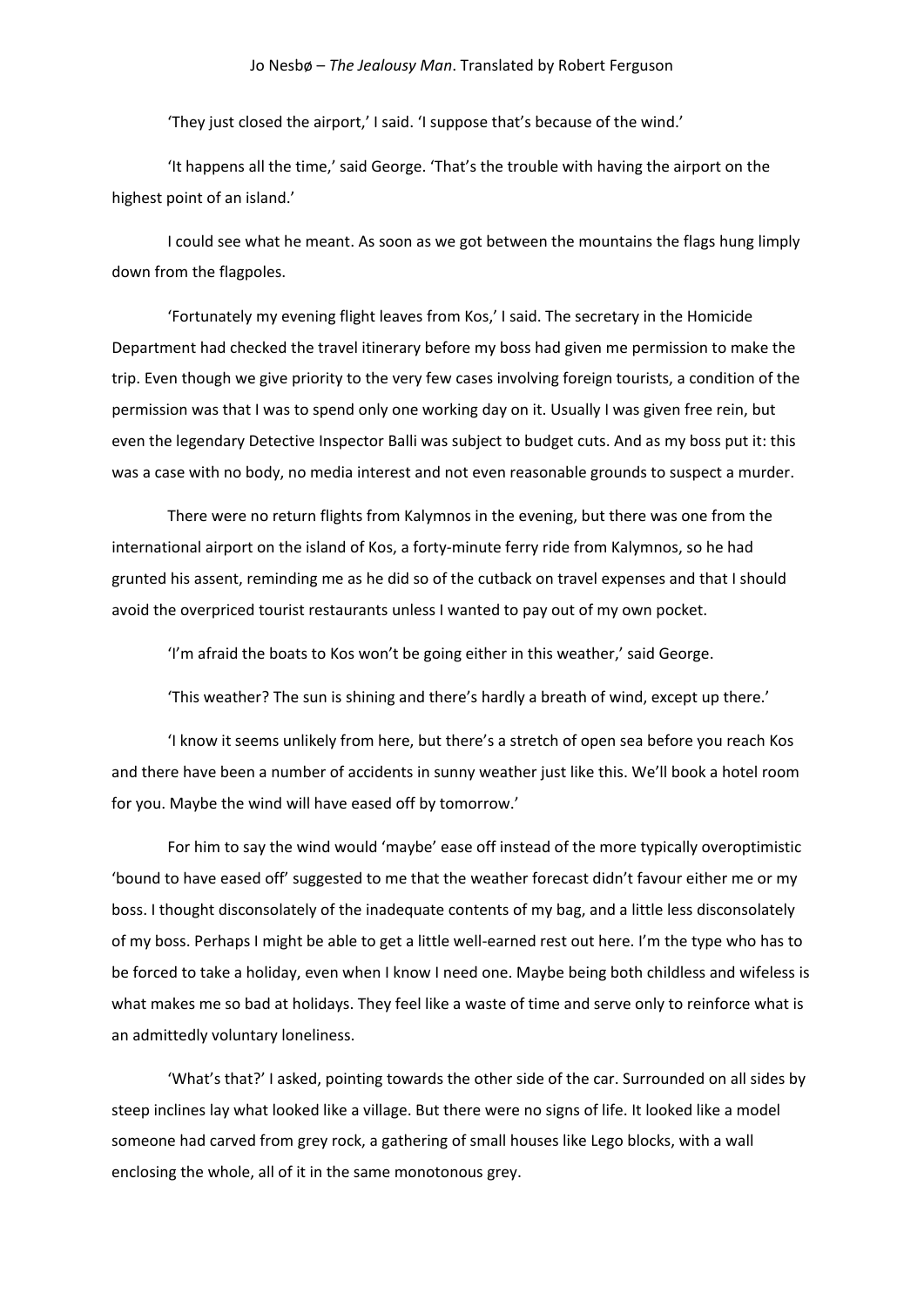'They just closed the airport,' I said. 'I suppose that's because of the wind.'

'It happens all the time,' said George. 'That's the trouble with having the airport on the highest point of an island.'

I could see what he meant. As soon as we got between the mountains the flags hung limply down from the flagpoles.

'Fortunately my evening flight leaves from Kos,' I said. The secretary in the Homicide Department had checked the travel itinerary before my boss had given me permission to make the trip. Even though we give priority to the very few cases involving foreign tourists, a condition of the permission was that I was to spend only one working day on it. Usually I was given free rein, but even the legendary Detective Inspector Balli was subject to budget cuts. And as my boss put it: this was a case with no body, no media interest and not even reasonable grounds to suspect a murder.

There were no return flights from Kalymnos in the evening, but there was one from the international airport on the island of Kos, a forty-minute ferry ride from Kalymnos, so he had grunted his assent, reminding me as he did so of the cutback on travel expenses and that I should avoid the overpriced tourist restaurants unless I wanted to pay out of my own pocket.

'I'm afraid the boats to Kos won't be going either in this weather,' said George.

'This weather? The sun is shining and there's hardly a breath of wind, except up there.'

'I know it seems unlikely from here, but there's a stretch of open sea before you reach Kos and there have been a number of accidents in sunny weather just like this. We'll book a hotel room for you. Maybe the wind will have eased off by tomorrow.'

For him to say the wind would 'maybe' ease off instead of the more typically overoptimistic 'bound to have eased off' suggested to me that the weather forecast didn't favour either me or my boss. I thought disconsolately of the inadequate contents of my bag, and a little less disconsolately of my boss. Perhaps I might be able to get a little well-earned rest out here. I'm the type who has to be forced to take a holiday, even when I know I need one. Maybe being both childless and wifeless is what makes me so bad at holidays. They feel like a waste of time and serve only to reinforce what is an admittedly voluntary loneliness.

'What's that?' I asked, pointing towards the other side of the car. Surrounded on all sides by steep inclines lay what looked like a village. But there were no signs of life. It looked like a model someone had carved from grey rock, a gathering of small houses like Lego blocks, with a wall enclosing the whole, all of it in the same monotonous grey.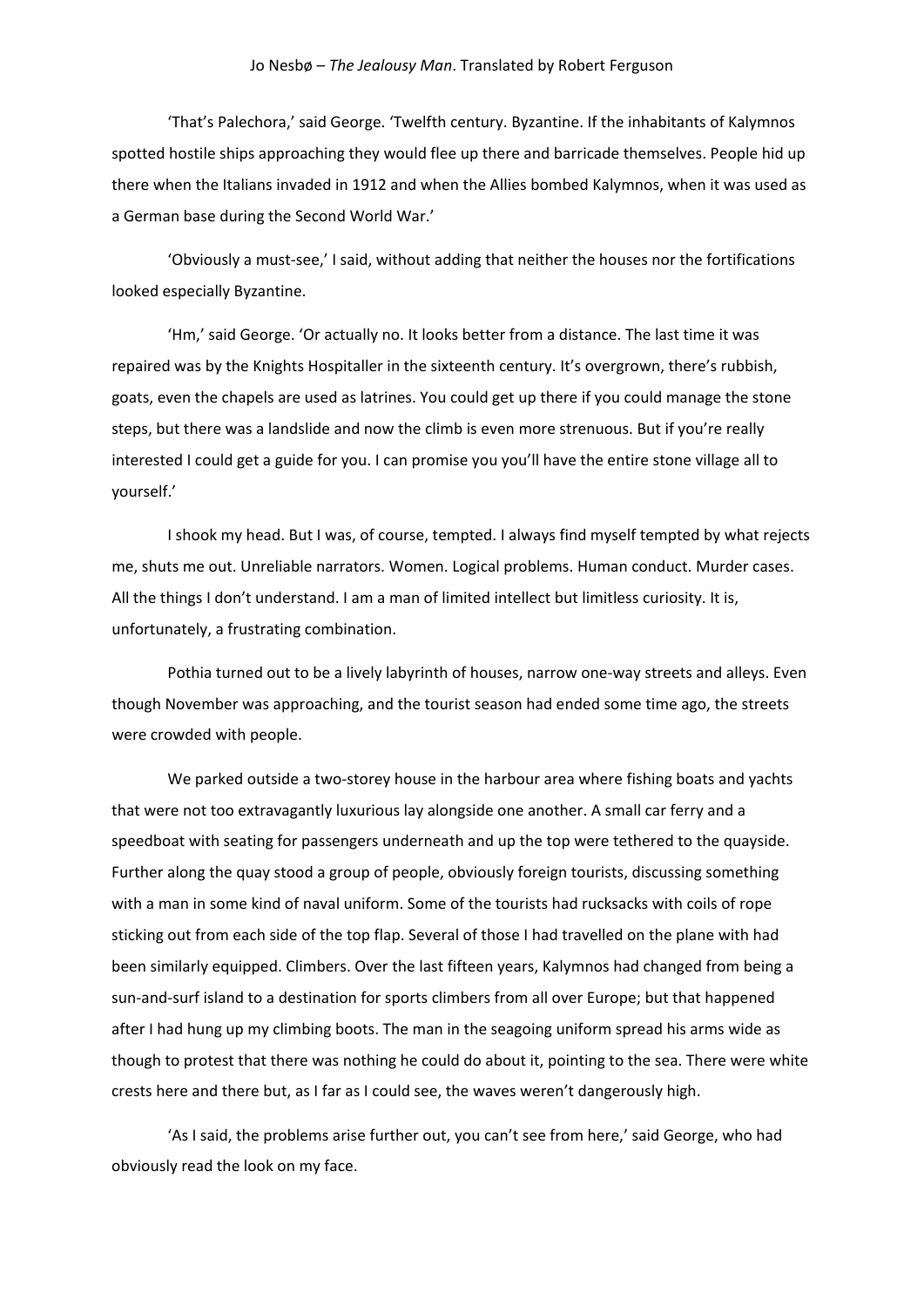'That's Palechora,' said George. 'Twelfth century. Byzantine. If the inhabitants of Kalymnos spotted hostile ships approaching they would flee up there and barricade themselves. People hid up there when the Italians invaded in 1912 and when the Allies bombed Kalymnos, when it was used as a German base during the Second World War.'

'Obviously a must-see,' I said, without adding that neither the houses nor the fortifications looked especially Byzantine.

'Hm,' said George. 'Or actually no. It looks better from a distance. The last time it was repaired was by the Knights Hospitaller in the sixteenth century. It's overgrown, there's rubbish, goats, even the chapels are used as latrines. You could get up there if you could manage the stone steps, but there was a landslide and now the climb is even more strenuous. But if you're really interested I could get a guide for you. I can promise you you'll have the entire stone village all to yourself.'

I shook my head. But I was, of course, tempted. I always find myself tempted by what rejects me, shuts me out. Unreliable narrators. Women. Logical problems. Human conduct. Murder cases. All the things I don't understand. I am a man of limited intellect but limitless curiosity. It is, unfortunately, a frustrating combination.

Pothia turned out to be a lively labyrinth of houses, narrow one-way streets and alleys. Even though November was approaching, and the tourist season had ended some time ago, the streets were crowded with people.

We parked outside a two-storey house in the harbour area where fishing boats and yachts that were not too extravagantly luxurious lay alongside one another. A small car ferry and a speedboat with seating for passengers underneath and up the top were tethered to the quayside. Further along the quay stood a group of people, obviously foreign tourists, discussing something with a man in some kind of naval uniform. Some of the tourists had rucksacks with coils of rope sticking out from each side of the top flap. Several of those I had travelled on the plane with had been similarly equipped. Climbers. Over the last fifteen years, Kalymnos had changed from being a sun-and-surf island to a destination for sports climbers from all over Europe; but that happened after I had hung up my climbing boots. The man in the seagoing uniform spread his arms wide as though to protest that there was nothing he could do about it, pointing to the sea. There were white crests here and there but, as I far as I could see, the waves weren't dangerously high.

'As I said, the problems arise further out, you can't see from here,' said George, who had obviously read the look on my face.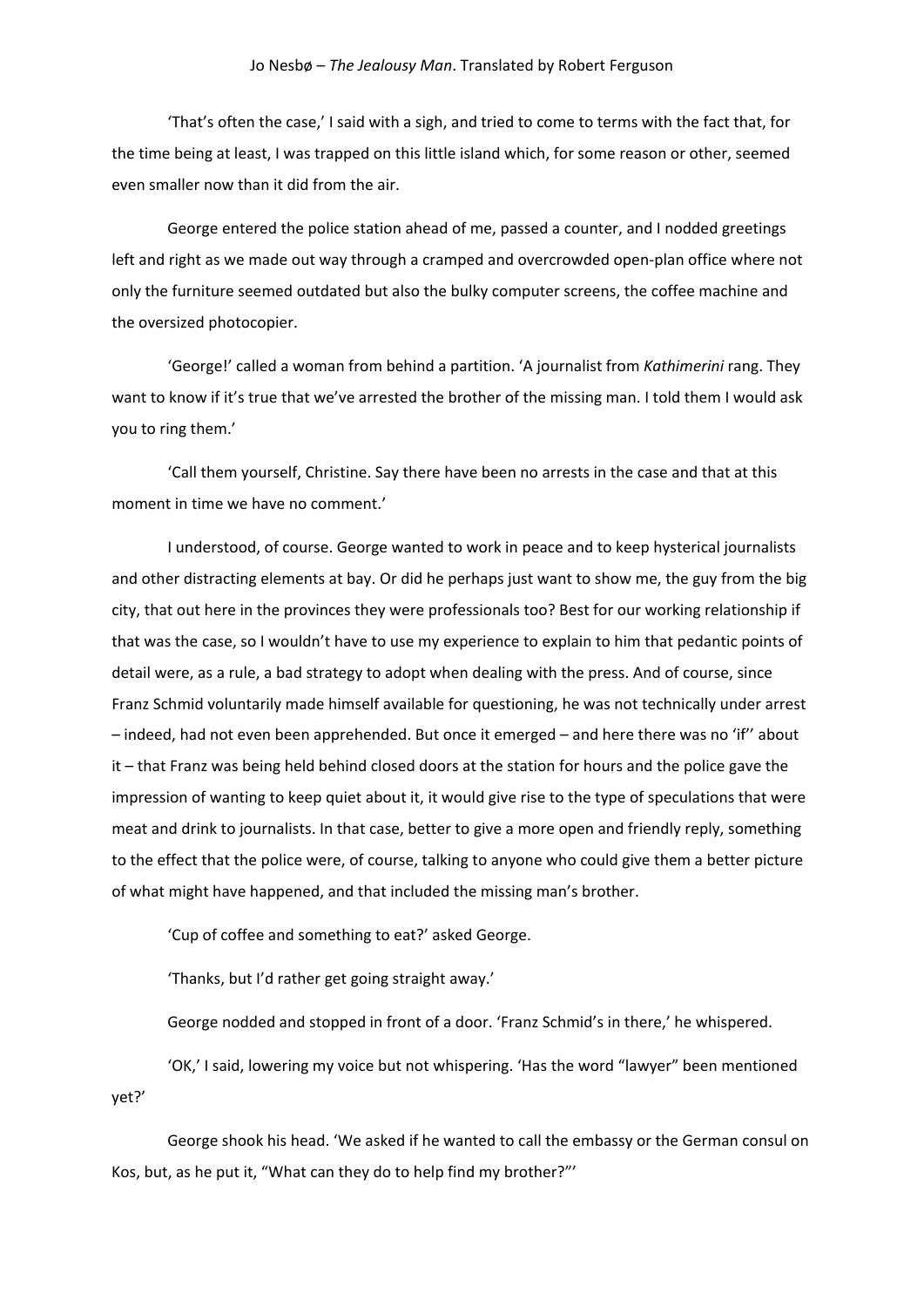'That's often the case,' I said with a sigh, and tried to come to terms with the fact that, for the time being at least, I was trapped on this little island which, for some reason or other, seemed even smaller now than it did from the air.

George entered the police station ahead of me, passed a counter, and I nodded greetings left and right as we made out way through a cramped and overcrowded open-plan office where not only the furniture seemed outdated but also the bulky computer screens, the coffee machine and the oversized photocopier.

'George!' called a woman from behind a partition. 'A journalist from *Kathimerini* rang. They want to know if it's true that we've arrested the brother of the missing man. I told them I would ask you to ring them.'

'Call them yourself, Christine. Say there have been no arrests in the case and that at this moment in time we have no comment.'

I understood, of course. George wanted to work in peace and to keep hysterical journalists and other distracting elements at bay. Or did he perhaps just want to show me, the guy from the big city, that out here in the provinces they were professionals too? Best for our working relationship if that was the case, so I wouldn't have to use my experience to explain to him that pedantic points of detail were, as a rule, a bad strategy to adopt when dealing with the press. And of course, since Franz Schmid voluntarily made himself available for questioning, he was not technically under arrest – indeed, had not even been apprehended. But once it emerged – and here there was no 'if'' about it – that Franz was being held behind closed doors at the station for hours and the police gave the impression of wanting to keep quiet about it, it would give rise to the type of speculations that were meat and drink to journalists. In that case, better to give a more open and friendly reply, something to the effect that the police were, of course, talking to anyone who could give them a better picture of what might have happened, and that included the missing man's brother.

'Cup of coffee and something to eat?' asked George.

'Thanks, but I'd rather get going straight away.'

George nodded and stopped in front of a door. 'Franz Schmid's in there,' he whispered.

'OK,' I said, lowering my voice but not whispering. 'Has the word "lawyer" been mentioned yet?'

George shook his head. 'We asked if he wanted to call the embassy or the German consul on Kos, but, as he put it, "What can they do to help find my brother?"'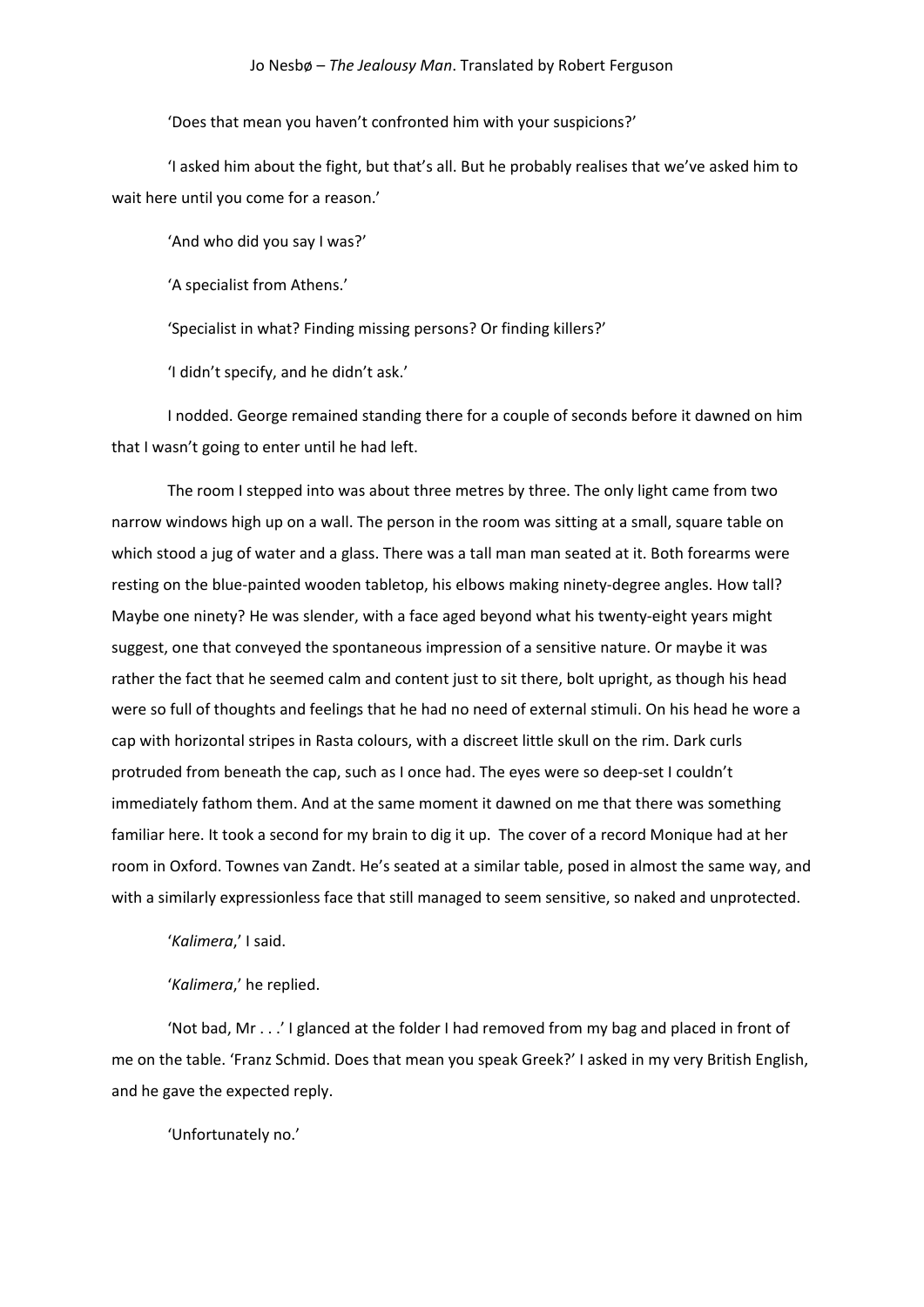'Does that mean you haven't confronted him with your suspicions?'

'I asked him about the fight, but that's all. But he probably realises that we've asked him to wait here until you come for a reason.'

'And who did you say I was?'

'A specialist from Athens.'

'Specialist in what? Finding missing persons? Or finding killers?'

'I didn't specify, and he didn't ask.'

I nodded. George remained standing there for a couple of seconds before it dawned on him that I wasn't going to enter until he had left.

The room I stepped into was about three metres by three. The only light came from two narrow windows high up on a wall. The person in the room was sitting at a small, square table on which stood a jug of water and a glass. There was a tall man man seated at it. Both forearms were resting on the blue-painted wooden tabletop, his elbows making ninety-degree angles. How tall? Maybe one ninety? He was slender, with a face aged beyond what his twenty-eight years might suggest, one that conveyed the spontaneous impression of a sensitive nature. Or maybe it was rather the fact that he seemed calm and content just to sit there, bolt upright, as though his head were so full of thoughts and feelings that he had no need of external stimuli. On his head he wore a cap with horizontal stripes in Rasta colours, with a discreet little skull on the rim. Dark curls protruded from beneath the cap, such as I once had. The eyes were so deep-set I couldn't immediately fathom them. And at the same moment it dawned on me that there was something familiar here. It took a second for my brain to dig it up. The cover of a record Monique had at her room in Oxford. Townes van Zandt. He's seated at a similar table, posed in almost the same way, and with a similarly expressionless face that still managed to seem sensitive, so naked and unprotected.

'*Kalimera*,' I said.

'*Kalimera*,' he replied.

'Not bad, Mr . . .' I glanced at the folder I had removed from my bag and placed in front of me on the table. 'Franz Schmid. Does that mean you speak Greek?' I asked in my very British English, and he gave the expected reply.

'Unfortunately no.'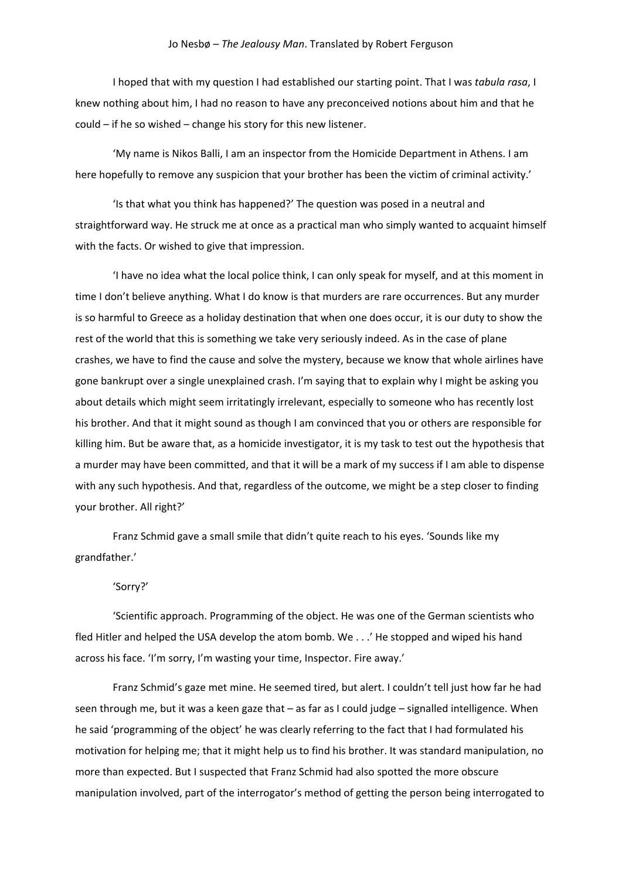I hoped that with my question I had established our starting point. That I was *tabula rasa*, I knew nothing about him, I had no reason to have any preconceived notions about him and that he could – if he so wished – change his story for this new listener.

'My name is Nikos Balli, I am an inspector from the Homicide Department in Athens. I am here hopefully to remove any suspicion that your brother has been the victim of criminal activity.'

'Is that what you think has happened?' The question was posed in a neutral and straightforward way. He struck me at once as a practical man who simply wanted to acquaint himself with the facts. Or wished to give that impression.

'I have no idea what the local police think, I can only speak for myself, and at this moment in time I don't believe anything. What I do know is that murders are rare occurrences. But any murder is so harmful to Greece as a holiday destination that when one does occur, it is our duty to show the rest of the world that this is something we take very seriously indeed. As in the case of plane crashes, we have to find the cause and solve the mystery, because we know that whole airlines have gone bankrupt over a single unexplained crash. I'm saying that to explain why I might be asking you about details which might seem irritatingly irrelevant, especially to someone who has recently lost his brother. And that it might sound as though I am convinced that you or others are responsible for killing him. But be aware that, as a homicide investigator, it is my task to test out the hypothesis that a murder may have been committed, and that it will be a mark of my success if I am able to dispense with any such hypothesis. And that, regardless of the outcome, we might be a step closer to finding your brother. All right?'

Franz Schmid gave a small smile that didn't quite reach to his eyes. 'Sounds like my grandfather.'

'Sorry?'

'Scientific approach. Programming of the object. He was one of the German scientists who fled Hitler and helped the USA develop the atom bomb. We . . .' He stopped and wiped his hand across his face. 'I'm sorry, I'm wasting your time, Inspector. Fire away.'

Franz Schmid's gaze met mine. He seemed tired, but alert. I couldn't tell just how far he had seen through me, but it was a keen gaze that – as far as I could judge – signalled intelligence. When he said 'programming of the object' he was clearly referring to the fact that I had formulated his motivation for helping me; that it might help us to find his brother. It was standard manipulation, no more than expected. But I suspected that Franz Schmid had also spotted the more obscure manipulation involved, part of the interrogator's method of getting the person being interrogated to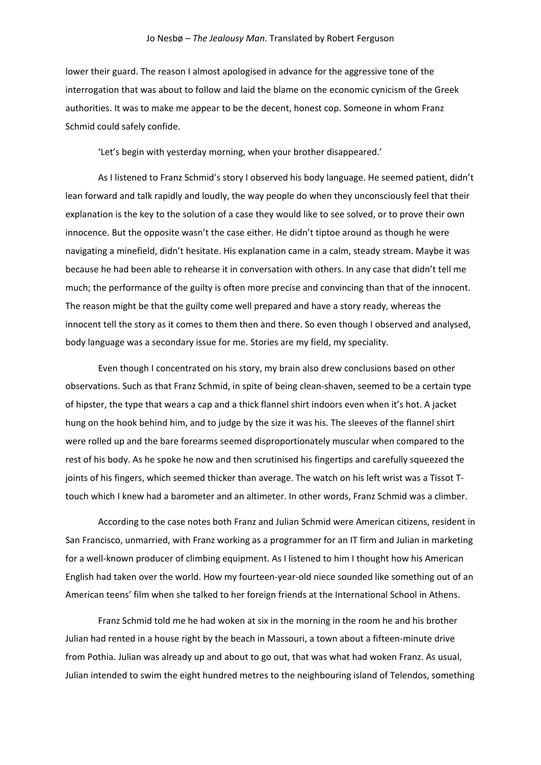lower their guard. The reason I almost apologised in advance for the aggressive tone of the interrogation that was about to follow and laid the blame on the economic cynicism of the Greek authorities. It was to make me appear to be the decent, honest cop. Someone in whom Franz Schmid could safely confide.

'Let's begin with yesterday morning, when your brother disappeared.'

As I listened to Franz Schmid's story I observed his body language. He seemed patient, didn't lean forward and talk rapidly and loudly, the way people do when they unconsciously feel that their explanation is the key to the solution of a case they would like to see solved, or to prove their own innocence. But the opposite wasn't the case either. He didn't tiptoe around as though he were navigating a minefield, didn't hesitate. His explanation came in a calm, steady stream. Maybe it was because he had been able to rehearse it in conversation with others. In any case that didn't tell me much; the performance of the guilty is often more precise and convincing than that of the innocent. The reason might be that the guilty come well prepared and have a story ready, whereas the innocent tell the story as it comes to them then and there. So even though I observed and analysed, body language was a secondary issue for me. Stories are my field, my speciality.

Even though I concentrated on his story, my brain also drew conclusions based on other observations. Such as that Franz Schmid, in spite of being clean-shaven, seemed to be a certain type of hipster, the type that wears a cap and a thick flannel shirt indoors even when it's hot. A jacket hung on the hook behind him, and to judge by the size it was his. The sleeves of the flannel shirt were rolled up and the bare forearms seemed disproportionately muscular when compared to the rest of his body. As he spoke he now and then scrutinised his fingertips and carefully squeezed the joints of his fingers, which seemed thicker than average. The watch on his left wrist was a Tissot T-touch which I knew had a barometer and an altimeter. In other words, Franz Schmid was a climber.

According to the case notes both Franz and Julian Schmid were American citizens, resident in San Francisco, unmarried, with Franz working as a programmer for an IT firm and Julian in marketing for a well-known producer of climbing equipment. As I listened to him I thought how his American English had taken over the world. How my fourteen-year-old niece sounded like something out of an American teens' film when she talked to her foreign friends at the International School in Athens.

Franz Schmid told me he had woken at six in the morning in the room he and his brother Julian had rented in a house right by the beach in Massouri, a town about a fifteen-minute drive from Pothia. Julian was already up and about to go out, that was what had woken Franz. As usual, Julian intended to swim the eight hundred metres to the neighbouring island of Telendos, something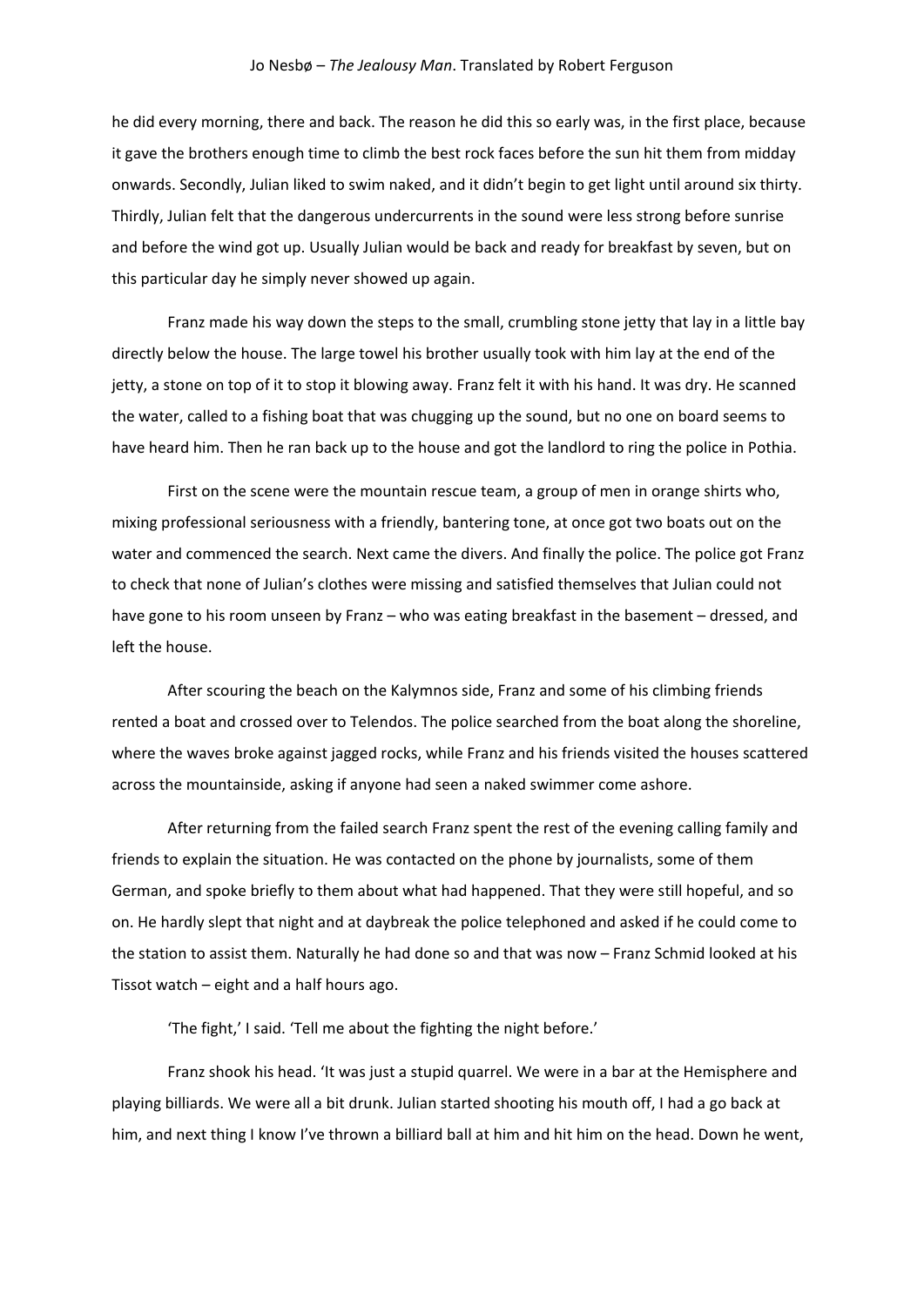he did every morning, there and back. The reason he did this so early was, in the first place, because it gave the brothers enough time to climb the best rock faces before the sun hit them from midday onwards. Secondly, Julian liked to swim naked, and it didn't begin to get light until around six thirty. Thirdly, Julian felt that the dangerous undercurrents in the sound were less strong before sunrise and before the wind got up. Usually Julian would be back and ready for breakfast by seven, but on this particular day he simply never showed up again.

Franz made his way down the steps to the small, crumbling stone jetty that lay in a little bay directly below the house. The large towel his brother usually took with him lay at the end of the jetty, a stone on top of it to stop it blowing away. Franz felt it with his hand. It was dry. He scanned the water, called to a fishing boat that was chugging up the sound, but no one on board seems to have heard him. Then he ran back up to the house and got the landlord to ring the police in Pothia.

First on the scene were the mountain rescue team, a group of men in orange shirts who, mixing professional seriousness with a friendly, bantering tone, at once got two boats out on the water and commenced the search. Next came the divers. And finally the police. The police got Franz to check that none of Julian's clothes were missing and satisfied themselves that Julian could not have gone to his room unseen by Franz – who was eating breakfast in the basement – dressed, and left the house.

After scouring the beach on the Kalymnos side, Franz and some of his climbing friends rented a boat and crossed over to Telendos. The police searched from the boat along the shoreline, where the waves broke against jagged rocks, while Franz and his friends visited the houses scattered across the mountainside, asking if anyone had seen a naked swimmer come ashore.

After returning from the failed search Franz spent the rest of the evening calling family and friends to explain the situation. He was contacted on the phone by journalists, some of them German, and spoke briefly to them about what had happened. That they were still hopeful, and so on. He hardly slept that night and at daybreak the police telephoned and asked if he could come to the station to assist them. Naturally he had done so and that was now – Franz Schmid looked at his Tissot watch – eight and a half hours ago.

'The fight,' I said. 'Tell me about the fighting the night before.'

Franz shook his head. 'It was just a stupid quarrel. We were in a bar at the Hemisphere and playing billiards. We were all a bit drunk. Julian started shooting his mouth off, I had a go back at him, and next thing I know I've thrown a billiard ball at him and hit him on the head. Down he went,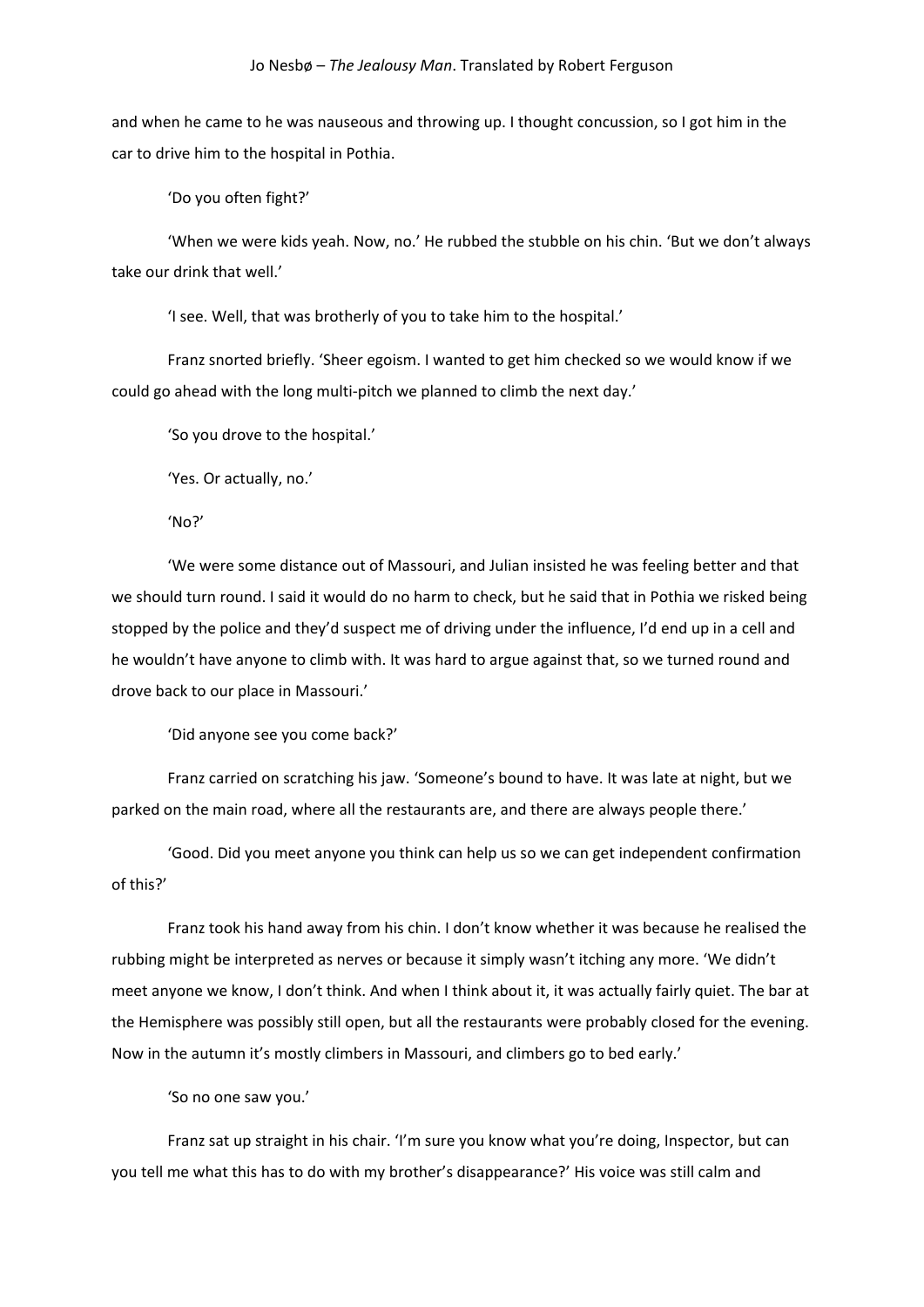and when he came to he was nauseous and throwing up. I thought concussion, so I got him in the car to drive him to the hospital in Pothia.

'Do you often fight?'

'When we were kids yeah. Now, no.' He rubbed the stubble on his chin. 'But we don't always take our drink that well.'

'I see. Well, that was brotherly of you to take him to the hospital.'

Franz snorted briefly. 'Sheer egoism. I wanted to get him checked so we would know if we could go ahead with the long multi-pitch we planned to climb the next day.'

'So you drove to the hospital.'

'Yes. Or actually, no.'

'No?'

'We were some distance out of Massouri, and Julian insisted he was feeling better and that we should turn round. I said it would do no harm to check, but he said that in Pothia we risked being stopped by the police and they'd suspect me of driving under the influence, I'd end up in a cell and he wouldn't have anyone to climb with. It was hard to argue against that, so we turned round and drove back to our place in Massouri.'

'Did anyone see you come back?'

Franz carried on scratching his jaw. 'Someone's bound to have. It was late at night, but we parked on the main road, where all the restaurants are, and there are always people there.'

'Good. Did you meet anyone you think can help us so we can get independent confirmation of this?'

Franz took his hand away from his chin. I don't know whether it was because he realised the rubbing might be interpreted as nerves or because it simply wasn't itching any more. 'We didn't meet anyone we know, I don't think. And when I think about it, it was actually fairly quiet. The bar at the Hemisphere was possibly still open, but all the restaurants were probably closed for the evening. Now in the autumn it's mostly climbers in Massouri, and climbers go to bed early.'

'So no one saw you.'

Franz sat up straight in his chair. 'I'm sure you know what you're doing, Inspector, but can you tell me what this has to do with my brother's disappearance?' His voice was still calm and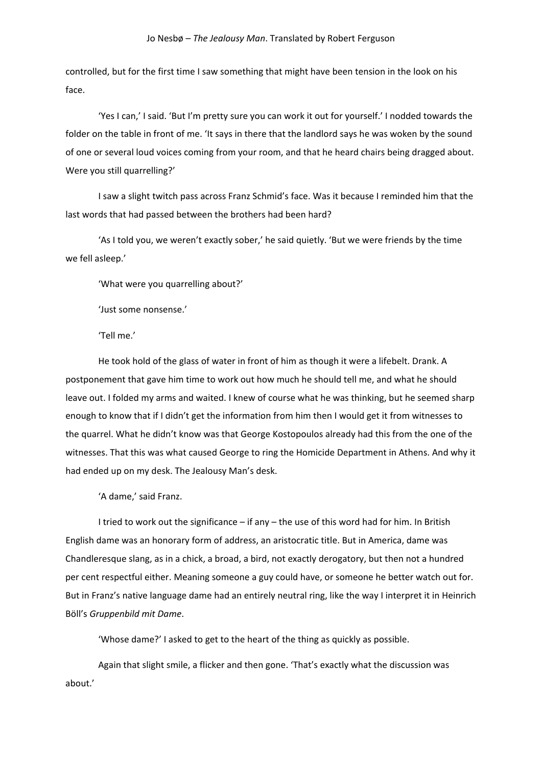controlled, but for the first time I saw something that might have been tension in the look on his face.

'Yes I can,' I said. 'But I'm pretty sure you can work it out for yourself.' I nodded towards the folder on the table in front of me. 'It says in there that the landlord says he was woken by the sound of one or several loud voices coming from your room, and that he heard chairs being dragged about. Were you still quarrelling?'

I saw a slight twitch pass across Franz Schmid's face. Was it because I reminded him that the last words that had passed between the brothers had been hard?

'As I told you, we weren't exactly sober,' he said quietly. 'But we were friends by the time we fell asleep.'

'What were you quarrelling about?'

'Just some nonsense.'

'Tell me.'

He took hold of the glass of water in front of him as though it were a lifebelt. Drank. A postponement that gave him time to work out how much he should tell me, and what he should leave out. I folded my arms and waited. I knew of course what he was thinking, but he seemed sharp enough to know that if I didn't get the information from him then I would get it from witnesses to the quarrel. What he didn't know was that George Kostopoulos already had this from the one of the witnesses. That this was what caused George to ring the Homicide Department in Athens. And why it had ended up on my desk. The Jealousy Man's desk.

'A dame,' said Franz.

I tried to work out the significance – if any – the use of this word had for him. In British English dame was an honorary form of address, an aristocratic title. But in America, dame was Chandleresque slang, as in a chick, a broad, a bird, not exactly derogatory, but then not a hundred per cent respectful either. Meaning someone a guy could have, or someone he better watch out for. But in Franz's native language dame had an entirely neutral ring, like the way I interpret it in Heinrich Böll's *Gruppenbild mit Dame*.

'Whose dame?' I asked to get to the heart of the thing as quickly as possible.

Again that slight smile, a flicker and then gone. 'That's exactly what the discussion was about.'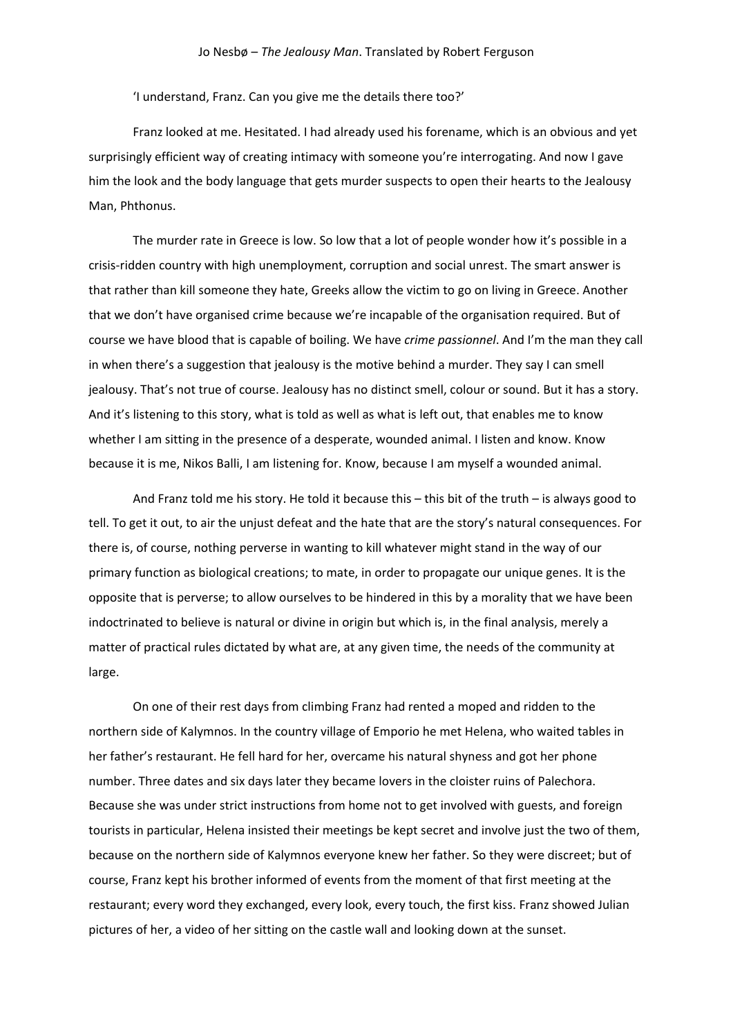'I understand, Franz. Can you give me the details there too?'

Franz looked at me. Hesitated. I had already used his forename, which is an obvious and yet surprisingly efficient way of creating intimacy with someone you're interrogating. And now I gave him the look and the body language that gets murder suspects to open their hearts to the Jealousy Man, Phthonus.

The murder rate in Greece is low. So low that a lot of people wonder how it's possible in a crisis-ridden country with high unemployment, corruption and social unrest. The smart answer is that rather than kill someone they hate, Greeks allow the victim to go on living in Greece. Another that we don't have organised crime because we're incapable of the organisation required. But of course we have blood that is capable of boiling. We have *crime passionnel*. And I'm the man they call in when there's a suggestion that jealousy is the motive behind a murder. They say I can smell jealousy. That's not true of course. Jealousy has no distinct smell, colour or sound. But it has a story. And it's listening to this story, what is told as well as what is left out, that enables me to know whether I am sitting in the presence of a desperate, wounded animal. I listen and know. Know because it is me, Nikos Balli, I am listening for. Know, because I am myself a wounded animal.

And Franz told me his story. He told it because this – this bit of the truth – is always good to tell. To get it out, to air the unjust defeat and the hate that are the story's natural consequences. For there is, of course, nothing perverse in wanting to kill whatever might stand in the way of our primary function as biological creations; to mate, in order to propagate our unique genes. It is the opposite that is perverse; to allow ourselves to be hindered in this by a morality that we have been indoctrinated to believe is natural or divine in origin but which is, in the final analysis, merely a matter of practical rules dictated by what are, at any given time, the needs of the community at large.

On one of their rest days from climbing Franz had rented a moped and ridden to the northern side of Kalymnos. In the country village of Emporio he met Helena, who waited tables in her father's restaurant. He fell hard for her, overcame his natural shyness and got her phone number. Three dates and six days later they became lovers in the cloister ruins of Palechora. Because she was under strict instructions from home not to get involved with guests, and foreign tourists in particular, Helena insisted their meetings be kept secret and involve just the two of them, because on the northern side of Kalymnos everyone knew her father. So they were discreet; but of course, Franz kept his brother informed of events from the moment of that first meeting at the restaurant; every word they exchanged, every look, every touch, the first kiss. Franz showed Julian pictures of her, a video of her sitting on the castle wall and looking down at the sunset.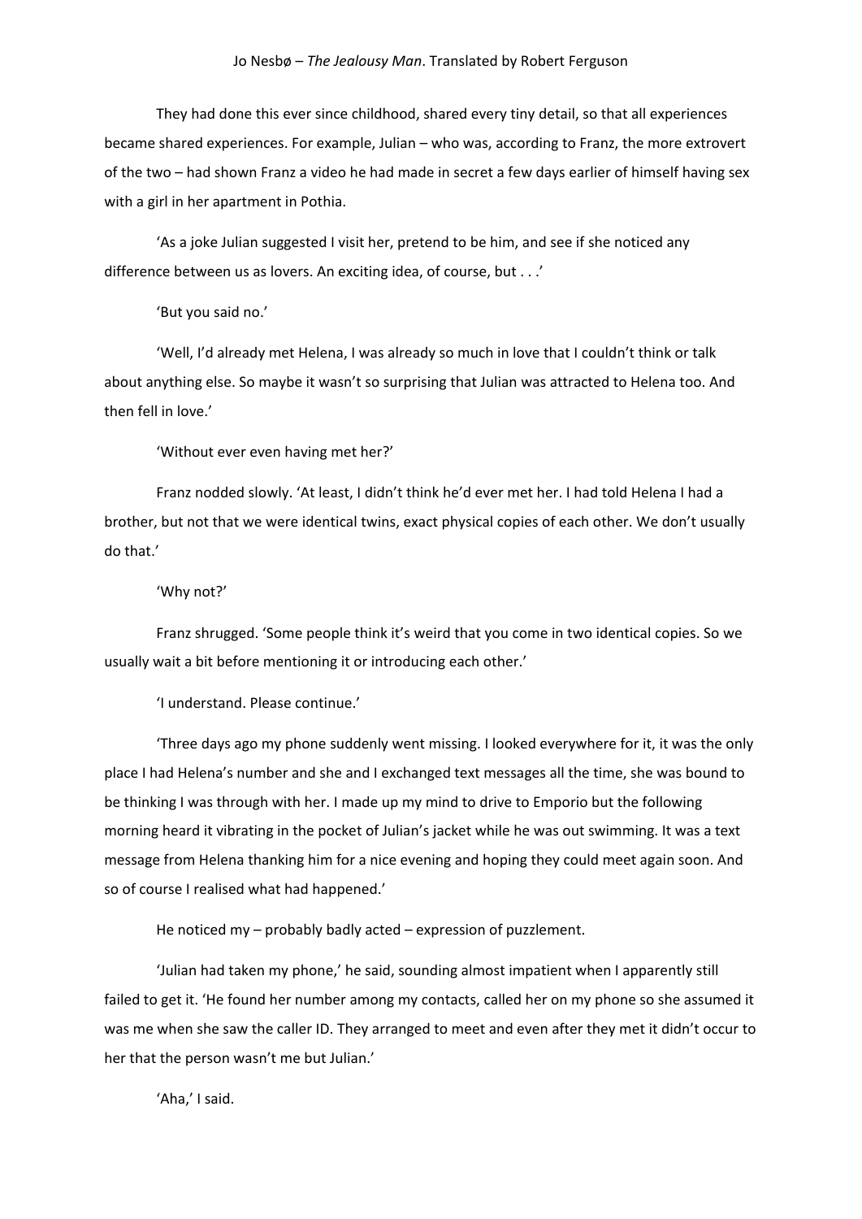They had done this ever since childhood, shared every tiny detail, so that all experiences became shared experiences. For example, Julian – who was, according to Franz, the more extrovert of the two – had shown Franz a video he had made in secret a few days earlier of himself having sex with a girl in her apartment in Pothia.

'As a joke Julian suggested I visit her, pretend to be him, and see if she noticed any difference between us as lovers. An exciting idea, of course, but . . .'

'But you said no.'

'Well, I'd already met Helena, I was already so much in love that I couldn't think or talk about anything else. So maybe it wasn't so surprising that Julian was attracted to Helena too. And then fell in love.'

'Without ever even having met her?'

Franz nodded slowly. 'At least, I didn't think he'd ever met her. I had told Helena I had a brother, but not that we were identical twins, exact physical copies of each other. We don't usually do that.'

'Why not?'

Franz shrugged. 'Some people think it's weird that you come in two identical copies. So we usually wait a bit before mentioning it or introducing each other.'

'I understand. Please continue.'

'Three days ago my phone suddenly went missing. I looked everywhere for it, it was the only place I had Helena's number and she and I exchanged text messages all the time, she was bound to be thinking I was through with her. I made up my mind to drive to Emporio but the following morning heard it vibrating in the pocket of Julian's jacket while he was out swimming. It was a text message from Helena thanking him for a nice evening and hoping they could meet again soon. And so of course I realised what had happened.'

He noticed my – probably badly acted – expression of puzzlement.

'Julian had taken my phone,' he said, sounding almost impatient when I apparently still failed to get it. 'He found her number among my contacts, called her on my phone so she assumed it was me when she saw the caller ID. They arranged to meet and even after they met it didn't occur to her that the person wasn't me but Julian.'

'Aha,' I said.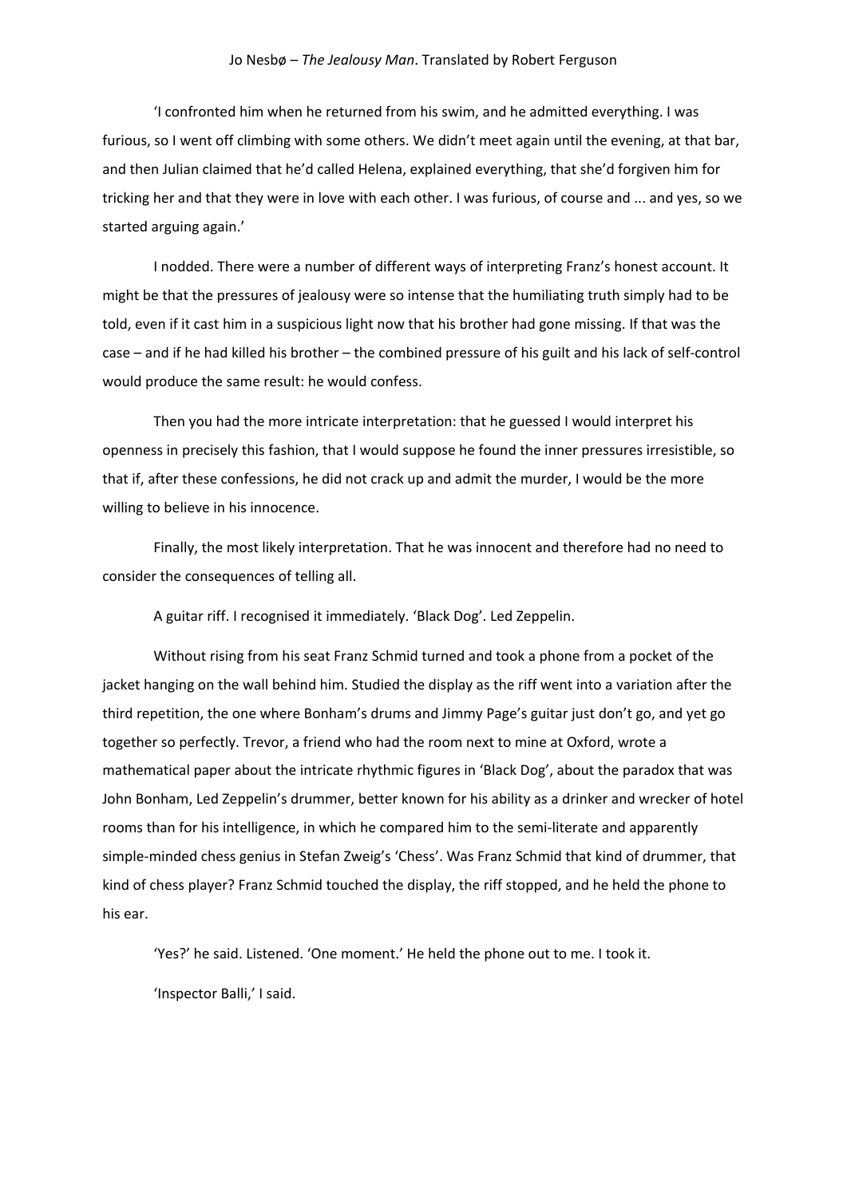'I confronted him when he returned from his swim, and he admitted everything. I was furious, so I went off climbing with some others. We didn't meet again until the evening, at that bar, and then Julian claimed that he'd called Helena, explained everything, that she'd forgiven him for tricking her and that they were in love with each other. I was furious, of course and ... and yes, so we started arguing again.'

I nodded. There were a number of different ways of interpreting Franz's honest account. It might be that the pressures of jealousy were so intense that the humiliating truth simply had to be told, even if it cast him in a suspicious light now that his brother had gone missing. If that was the case – and if he had killed his brother – the combined pressure of his guilt and his lack of self-control would produce the same result: he would confess.

Then you had the more intricate interpretation: that he guessed I would interpret his openness in precisely this fashion, that I would suppose he found the inner pressures irresistible, so that if, after these confessions, he did not crack up and admit the murder, I would be the more willing to believe in his innocence.

Finally, the most likely interpretation. That he was innocent and therefore had no need to consider the consequences of telling all.

A guitar riff. I recognised it immediately. 'Black Dog'. Led Zeppelin.

Without rising from his seat Franz Schmid turned and took a phone from a pocket of the jacket hanging on the wall behind him. Studied the display as the riff went into a variation after the third repetition, the one where Bonham's drums and Jimmy Page's guitar just don't go, and yet go together so perfectly. Trevor, a friend who had the room next to mine at Oxford, wrote a mathematical paper about the intricate rhythmic figures in 'Black Dog', about the paradox that was John Bonham, Led Zeppelin's drummer, better known for his ability as a drinker and wrecker of hotel rooms than for his intelligence, in which he compared him to the semi-literate and apparently simple-minded chess genius in Stefan Zweig's 'Chess'. Was Franz Schmid that kind of drummer, that kind of chess player? Franz Schmid touched the display, the riff stopped, and he held the phone to his ear.

'Yes?' he said. Listened. 'One moment.' He held the phone out to me. I took it.

'Inspector Balli,' I said.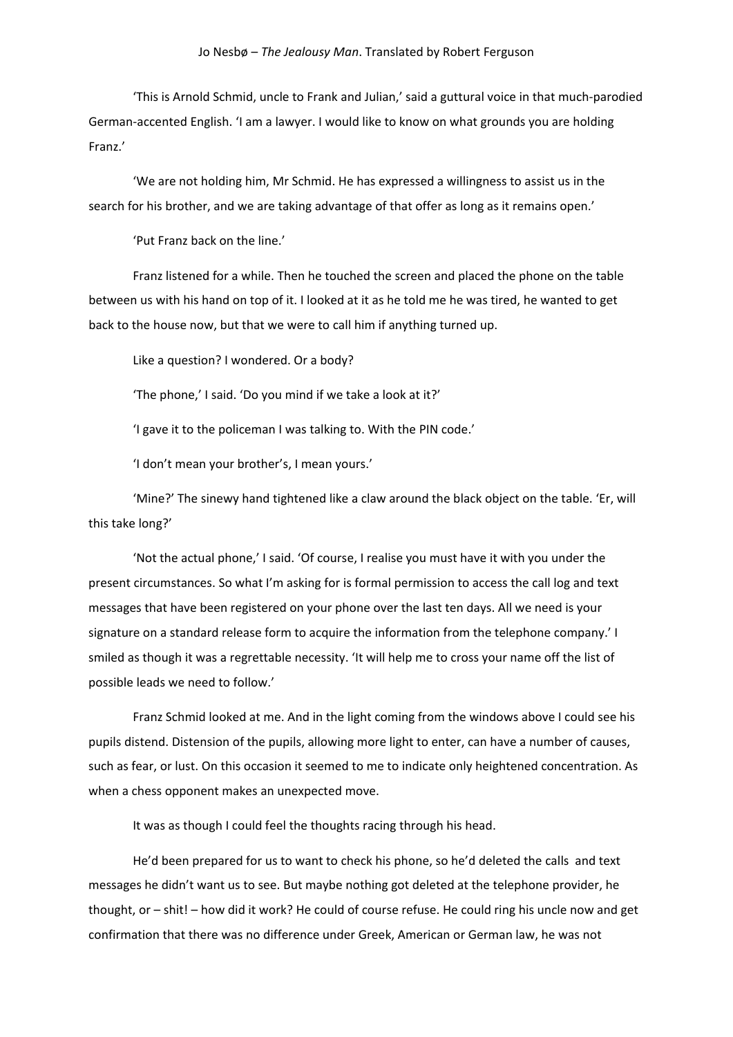'This is Arnold Schmid, uncle to Frank and Julian,' said a guttural voice in that much-parodied German-accented English. 'I am a lawyer. I would like to know on what grounds you are holding Franz.'

'We are not holding him, Mr Schmid. He has expressed a willingness to assist us in the search for his brother, and we are taking advantage of that offer as long as it remains open.'

'Put Franz back on the line.'

Franz listened for a while. Then he touched the screen and placed the phone on the table between us with his hand on top of it. I looked at it as he told me he was tired, he wanted to get back to the house now, but that we were to call him if anything turned up.

Like a question? I wondered. Or a body?

'The phone,' I said. 'Do you mind if we take a look at it?'

'I gave it to the policeman I was talking to. With the PIN code.'

'I don't mean your brother's, I mean yours.'

'Mine?' The sinewy hand tightened like a claw around the black object on the table. 'Er, will this take long?'

'Not the actual phone,' I said. 'Of course, I realise you must have it with you under the present circumstances. So what I'm asking for is formal permission to access the call log and text messages that have been registered on your phone over the last ten days. All we need is your signature on a standard release form to acquire the information from the telephone company.' I smiled as though it was a regrettable necessity. 'It will help me to cross your name off the list of possible leads we need to follow.'

Franz Schmid looked at me. And in the light coming from the windows above I could see his pupils distend. Distension of the pupils, allowing more light to enter, can have a number of causes, such as fear, or lust. On this occasion it seemed to me to indicate only heightened concentration. As when a chess opponent makes an unexpected move.

It was as though I could feel the thoughts racing through his head.

He'd been prepared for us to want to check his phone, so he'd deleted the calls and text messages he didn't want us to see. But maybe nothing got deleted at the telephone provider, he thought, or – shit! – how did it work? He could of course refuse. He could ring his uncle now and get confirmation that there was no difference under Greek, American or German law, he was not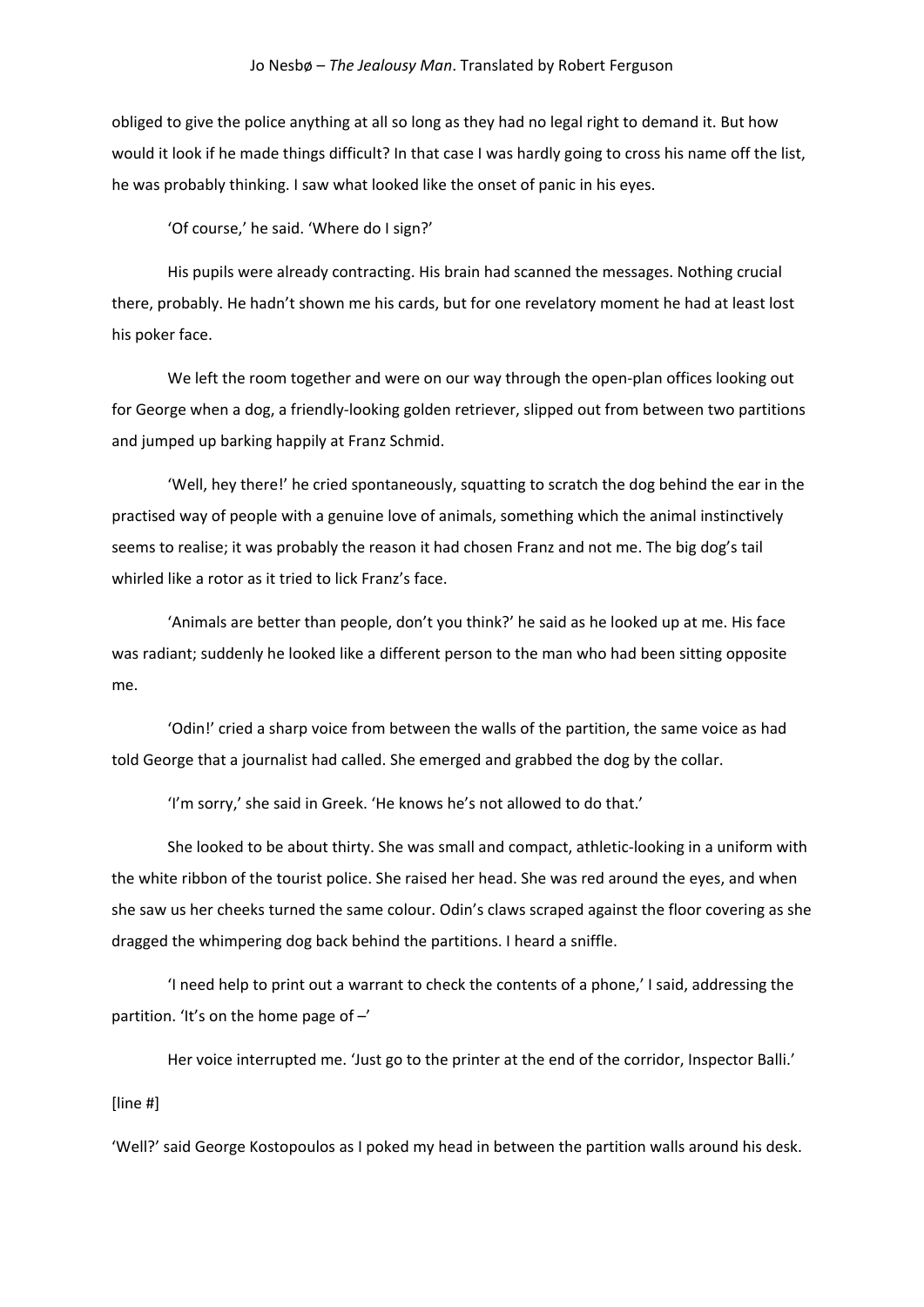obliged to give the police anything at all so long as they had no legal right to demand it. But how would it look if he made things difficult? In that case I was hardly going to cross his name off the list, he was probably thinking. I saw what looked like the onset of panic in his eyes.

'Of course,' he said. 'Where do I sign?'

His pupils were already contracting. His brain had scanned the messages. Nothing crucial there, probably. He hadn't shown me his cards, but for one revelatory moment he had at least lost his poker face.

We left the room together and were on our way through the open-plan offices looking out for George when a dog, a friendly-looking golden retriever, slipped out from between two partitions and jumped up barking happily at Franz Schmid.

'Well, hey there!' he cried spontaneously, squatting to scratch the dog behind the ear in the practised way of people with a genuine love of animals, something which the animal instinctively seems to realise; it was probably the reason it had chosen Franz and not me. The big dog's tail whirled like a rotor as it tried to lick Franz's face.

'Animals are better than people, don't you think?' he said as he looked up at me. His face was radiant; suddenly he looked like a different person to the man who had been sitting opposite me.

'Odin!' cried a sharp voice from between the walls of the partition, the same voice as had told George that a journalist had called. She emerged and grabbed the dog by the collar.

'I'm sorry,' she said in Greek. 'He knows he's not allowed to do that.'

She looked to be about thirty. She was small and compact, athletic-looking in a uniform with the white ribbon of the tourist police. She raised her head. She was red around the eyes, and when she saw us her cheeks turned the same colour. Odin's claws scraped against the floor covering as she dragged the whimpering dog back behind the partitions. I heard a sniffle.

'I need help to print out a warrant to check the contents of a phone,' I said, addressing the partition. 'It's on the home page of –'

Her voice interrupted me. 'Just go to the printer at the end of the corridor, Inspector Balli.'

[line #]

'Well?' said George Kostopoulos as I poked my head in between the partition walls around his desk.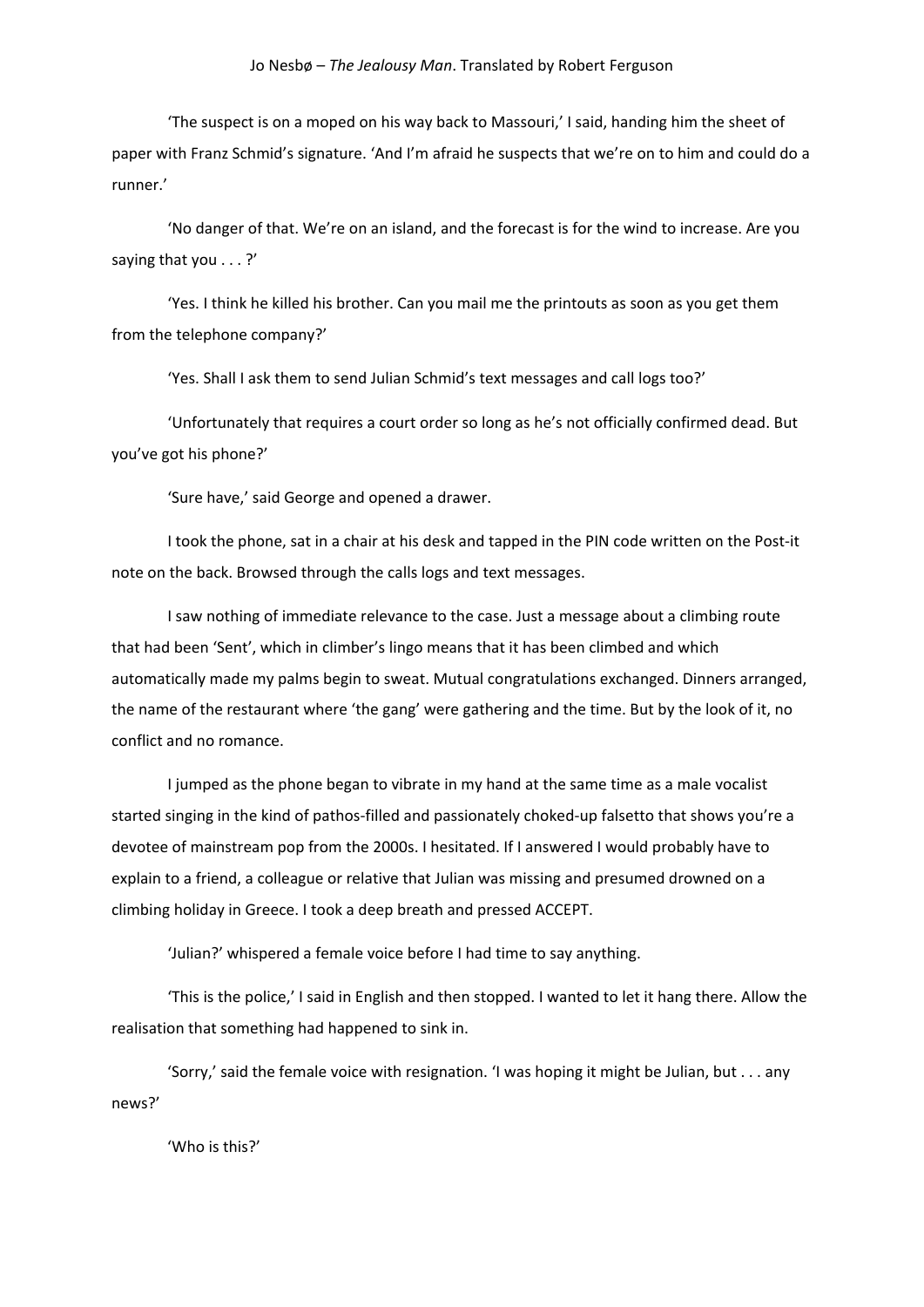'The suspect is on a moped on his way back to Massouri,' I said, handing him the sheet of paper with Franz Schmid's signature. 'And I'm afraid he suspects that we're on to him and could do a runner.'

'No danger of that. We're on an island, and the forecast is for the wind to increase. Are you saying that you . . . ?'

'Yes. I think he killed his brother. Can you mail me the printouts as soon as you get them from the telephone company?'

'Yes. Shall I ask them to send Julian Schmid's text messages and call logs too?'

'Unfortunately that requires a court order so long as he's not officially confirmed dead. But you've got his phone?'

'Sure have,' said George and opened a drawer.

I took the phone, sat in a chair at his desk and tapped in the PIN code written on the Post-it note on the back. Browsed through the calls logs and text messages.

I saw nothing of immediate relevance to the case. Just a message about a climbing route that had been 'Sent', which in climber's lingo means that it has been climbed and which automatically made my palms begin to sweat. Mutual congratulations exchanged. Dinners arranged, the name of the restaurant where 'the gang' were gathering and the time. But by the look of it, no conflict and no romance.

I jumped as the phone began to vibrate in my hand at the same time as a male vocalist started singing in the kind of pathos-filled and passionately choked-up falsetto that shows you're a devotee of mainstream pop from the 2000s. I hesitated. If I answered I would probably have to explain to a friend, a colleague or relative that Julian was missing and presumed drowned on a climbing holiday in Greece. I took a deep breath and pressed ACCEPT.

'Julian?' whispered a female voice before I had time to say anything.

'This is the police,' I said in English and then stopped. I wanted to let it hang there. Allow the realisation that something had happened to sink in.

'Sorry,' said the female voice with resignation. 'I was hoping it might be Julian, but . . . any news?'

'Who is this?'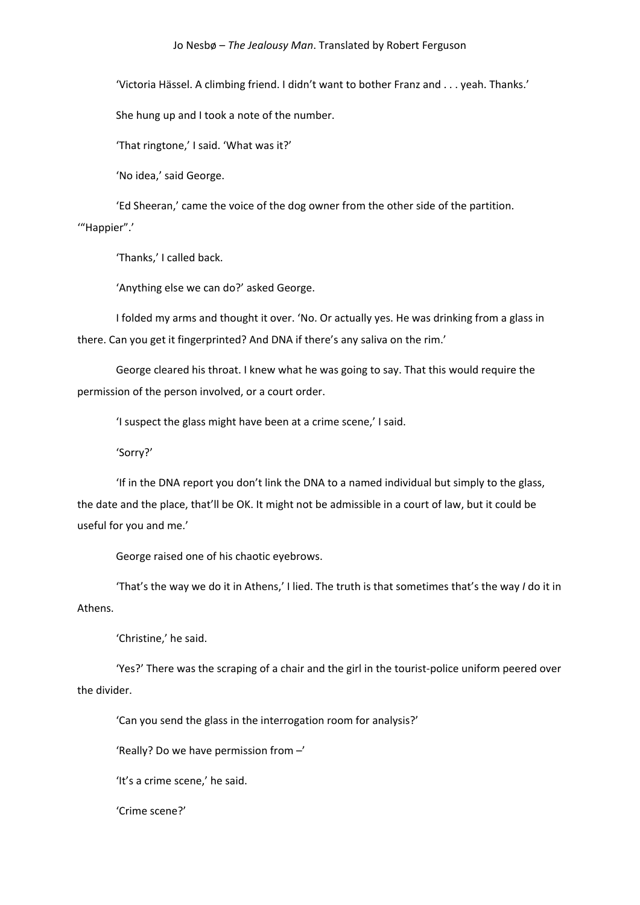'Victoria Hässel. A climbing friend. I didn't want to bother Franz and . . . yeah. Thanks.'

She hung up and I took a note of the number.

'That ringtone,' I said. 'What was it?'

'No idea,' said George.

'Ed Sheeran,' came the voice of the dog owner from the other side of the partition. '"Happier".'

'Thanks,' I called back.

'Anything else we can do?' asked George.

I folded my arms and thought it over. 'No. Or actually yes. He was drinking from a glass in there. Can you get it fingerprinted? And DNA if there's any saliva on the rim.'

George cleared his throat. I knew what he was going to say. That this would require the permission of the person involved, or a court order.

'I suspect the glass might have been at a crime scene,' I said.

'Sorry?'

'If in the DNA report you don't link the DNA to a named individual but simply to the glass, the date and the place, that'll be OK. It might not be admissible in a court of law, but it could be useful for you and me.'

George raised one of his chaotic eyebrows.

'That's the way we do it in Athens,' I lied. The truth is that sometimes that's the way *I* do it in Athens.

'Christine,' he said.

'Yes?' There was the scraping of a chair and the girl in the tourist-police uniform peered over the divider.

'Can you send the glass in the interrogation room for analysis?'

'Really? Do we have permission from –'

'It's a crime scene,' he said.

'Crime scene?'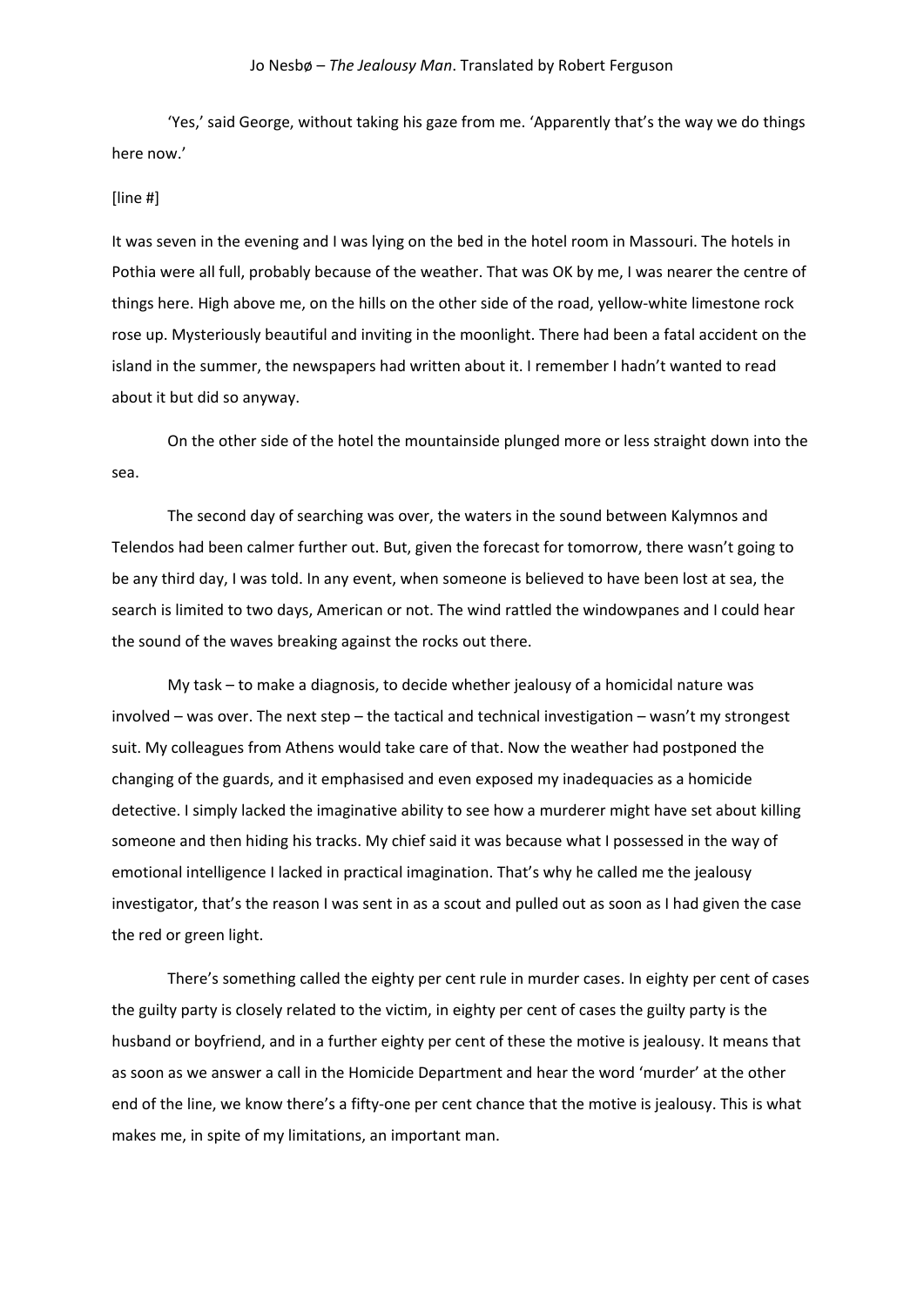'Yes,' said George, without taking his gaze from me. 'Apparently that's the way we do things here now.'

[line #]

It was seven in the evening and I was lying on the bed in the hotel room in Massouri. The hotels in Pothia were all full, probably because of the weather. That was OK by me, I was nearer the centre of things here. High above me, on the hills on the other side of the road, yellow-white limestone rock rose up. Mysteriously beautiful and inviting in the moonlight. There had been a fatal accident on the island in the summer, the newspapers had written about it. I remember I hadn't wanted to read about it but did so anyway.

On the other side of the hotel the mountainside plunged more or less straight down into the sea.

The second day of searching was over, the waters in the sound between Kalymnos and Telendos had been calmer further out. But, given the forecast for tomorrow, there wasn't going to be any third day, I was told. In any event, when someone is believed to have been lost at sea, the search is limited to two days, American or not. The wind rattled the windowpanes and I could hear the sound of the waves breaking against the rocks out there.

My task – to make a diagnosis, to decide whether jealousy of a homicidal nature was involved – was over. The next step – the tactical and technical investigation – wasn't my strongest suit. My colleagues from Athens would take care of that. Now the weather had postponed the changing of the guards, and it emphasised and even exposed my inadequacies as a homicide detective. I simply lacked the imaginative ability to see how a murderer might have set about killing someone and then hiding his tracks. My chief said it was because what I possessed in the way of emotional intelligence I lacked in practical imagination. That's why he called me the jealousy investigator, that's the reason I was sent in as a scout and pulled out as soon as I had given the case the red or green light.

There's something called the eighty per cent rule in murder cases. In eighty per cent of cases the guilty party is closely related to the victim, in eighty per cent of cases the guilty party is the husband or boyfriend, and in a further eighty per cent of these the motive is jealousy. It means that as soon as we answer a call in the Homicide Department and hear the word 'murder' at the other end of the line, we know there's a fifty-one per cent chance that the motive is jealousy. This is what makes me, in spite of my limitations, an important man.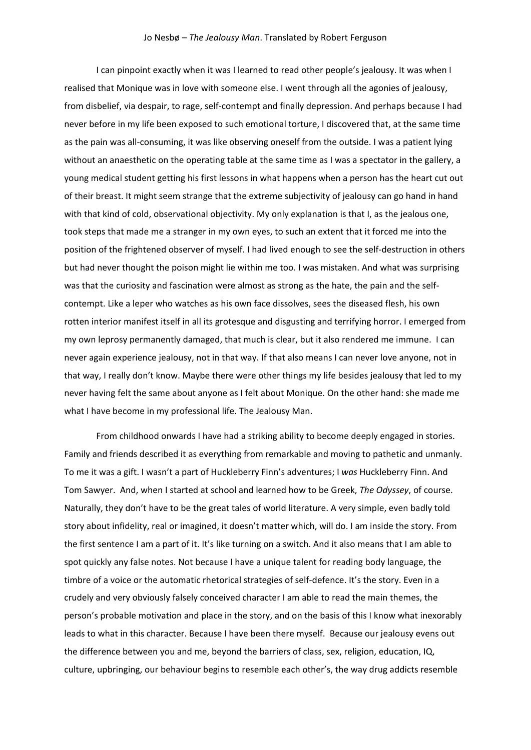I can pinpoint exactly when it was I learned to read other people's jealousy. It was when I realised that Monique was in love with someone else. I went through all the agonies of jealousy, from disbelief, via despair, to rage, self-contempt and finally depression. And perhaps because I had never before in my life been exposed to such emotional torture, I discovered that, at the same time as the pain was all-consuming, it was like observing oneself from the outside. I was a patient lying without an anaesthetic on the operating table at the same time as I was a spectator in the gallery, a young medical student getting his first lessons in what happens when a person has the heart cut out of their breast. It might seem strange that the extreme subjectivity of jealousy can go hand in hand with that kind of cold, observational objectivity. My only explanation is that I, as the jealous one, took steps that made me a stranger in my own eyes, to such an extent that it forced me into the position of the frightened observer of myself. I had lived enough to see the self-destruction in others but had never thought the poison might lie within me too. I was mistaken. And what was surprising was that the curiosity and fascination were almost as strong as the hate, the pain and the self-contempt. Like a leper who watches as his own face dissolves, sees the diseased flesh, his own rotten interior manifest itself in all its grotesque and disgusting and terrifying horror. I emerged from my own leprosy permanently damaged, that much is clear, but it also rendered me immune. I can never again experience jealousy, not in that way. If that also means I can never love anyone, not in that way, I really don't know. Maybe there were other things my life besides jealousy that led to my never having felt the same about anyone as I felt about Monique. On the other hand: she made me what I have become in my professional life. The Jealousy Man.

From childhood onwards I have had a striking ability to become deeply engaged in stories. Family and friends described it as everything from remarkable and moving to pathetic and unmanly. To me it was a gift. I wasn't a part of Huckleberry Finn's adventures; I *was* Huckleberry Finn. And Tom Sawyer. And, when I started at school and learned how to be Greek, *The Odyssey*, of course. Naturally, they don't have to be the great tales of world literature. A very simple, even badly told story about infidelity, real or imagined, it doesn't matter which, will do. I am inside the story. From the first sentence I am a part of it. It's like turning on a switch. And it also means that I am able to spot quickly any false notes. Not because I have a unique talent for reading body language, the timbre of a voice or the automatic rhetorical strategies of self-defence. It's the story. Even in a crudely and very obviously falsely conceived character I am able to read the main themes, the person's probable motivation and place in the story, and on the basis of this I know what inexorably leads to what in this character. Because I have been there myself. Because our jealousy evens out the difference between you and me, beyond the barriers of class, sex, religion, education, IQ, culture, upbringing, our behaviour begins to resemble each other's, the way drug addicts resemble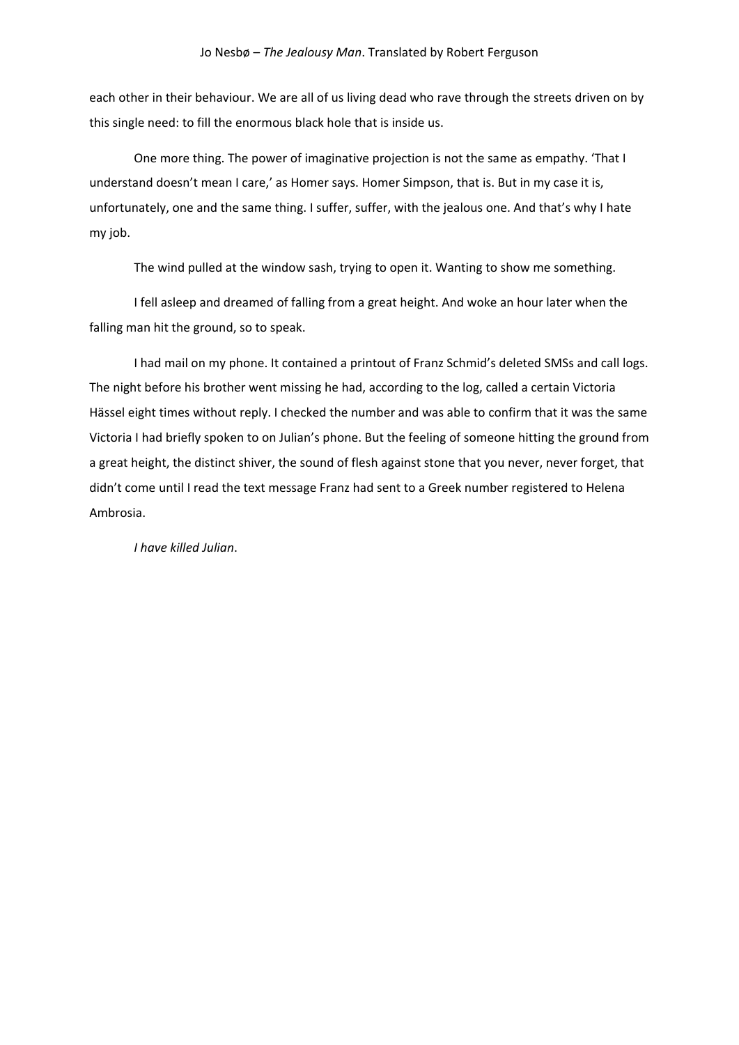each other in their behaviour. We are all of us living dead who rave through the streets driven on by this single need: to fill the enormous black hole that is inside us.

One more thing. The power of imaginative projection is not the same as empathy. 'That I understand doesn't mean I care,' as Homer says. Homer Simpson, that is. But in my case it is, unfortunately, one and the same thing. I suffer, suffer, with the jealous one. And that's why I hate my job.

The wind pulled at the window sash, trying to open it. Wanting to show me something.

I fell asleep and dreamed of falling from a great height. And woke an hour later when the falling man hit the ground, so to speak.

I had mail on my phone. It contained a printout of Franz Schmid's deleted SMSs and call logs. The night before his brother went missing he had, according to the log, called a certain Victoria Hässel eight times without reply. I checked the number and was able to confirm that it was the same Victoria I had briefly spoken to on Julian's phone. But the feeling of someone hitting the ground from a great height, the distinct shiver, the sound of flesh against stone that you never, never forget, that didn't come until I read the text message Franz had sent to a Greek number registered to Helena Ambrosia.

*I have killed Julian*.